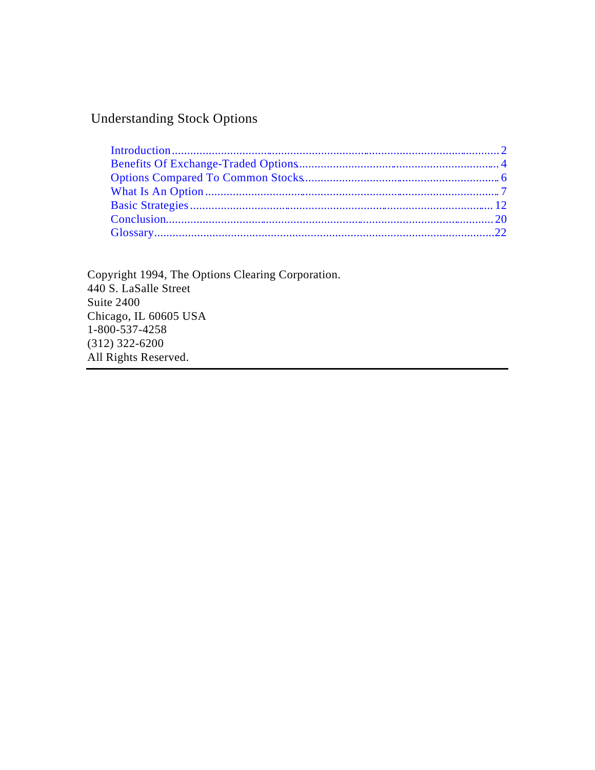# Understanding Stock Options

- Introduction .......... 2
- Benefits Of Exchange-Traded Options .......... 4
- Options Compared To Common Stocks .......... 6
- What Is An Option .......... 7
- Basic Strategies .......... 12
- Conclusion .......... 20
- Glossary .......... 22

Copyright 1994, The Options Clearing Corporation.
440 S. LaSalle Street
Suite 2400
Chicago, IL 60605 USA
1-800-537-4258
(312) 322-6200
All Rights Reserved.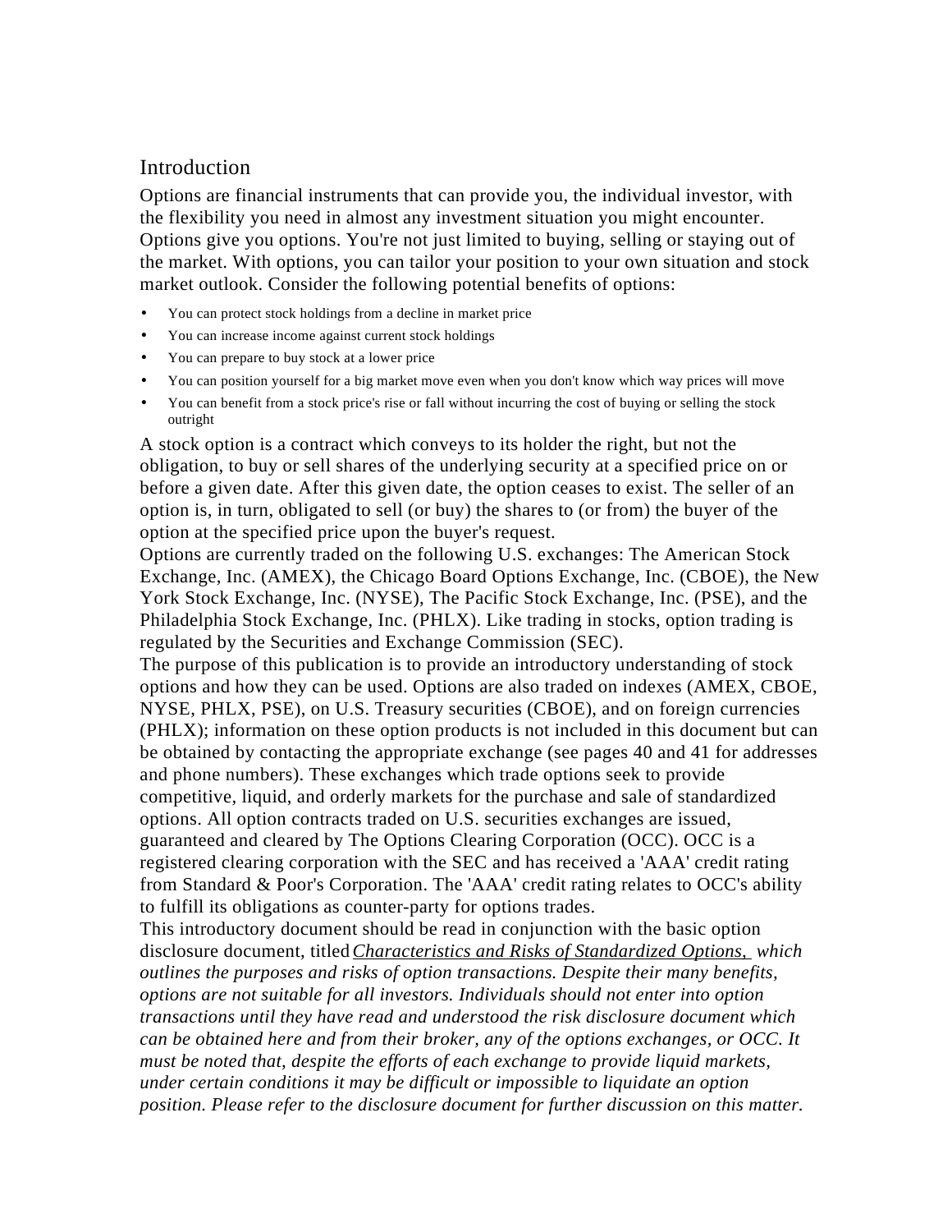## Introduction

Options are financial instruments that can provide you, the individual investor, with the flexibility you need in almost any investment situation you might encounter. Options give you options. You're not just limited to buying, selling or staying out of the market. With options, you can tailor your position to your own situation and stock market outlook. Consider the following potential benefits of options:

- You can protect stock holdings from a decline in market price
- You can increase income against current stock holdings
- You can prepare to buy stock at a lower price
- You can position yourself for a big market move even when you don't know which way prices will move
- You can benefit from a stock price's rise or fall without incurring the cost of buying or selling the stock outright

A stock option is a contract which conveys to its holder the right, but not the obligation, to buy or sell shares of the underlying security at a specified price on or before a given date. After this given date, the option ceases to exist. The seller of an option is, in turn, obligated to sell (or buy) the shares to (or from) the buyer of the option at the specified price upon the buyer's request.

Options are currently traded on the following U.S. exchanges: The American Stock Exchange, Inc. (AMEX), the Chicago Board Options Exchange, Inc. (CBOE), the New York Stock Exchange, Inc. (NYSE), The Pacific Stock Exchange, Inc. (PSE), and the Philadelphia Stock Exchange, Inc. (PHLX). Like trading in stocks, option trading is regulated by the Securities and Exchange Commission (SEC).

The purpose of this publication is to provide an introductory understanding of stock options and how they can be used. Options are also traded on indexes (AMEX, CBOE, NYSE, PHLX, PSE), on U.S. Treasury securities (CBOE), and on foreign currencies (PHLX); information on these option products is not included in this document but can be obtained by contacting the appropriate exchange (see pages 40 and 41 for addresses and phone numbers). These exchanges which trade options seek to provide competitive, liquid, and orderly markets for the purchase and sale of standardized options. All option contracts traded on U.S. securities exchanges are issued, guaranteed and cleared by The Options Clearing Corporation (OCC). OCC is a registered clearing corporation with the SEC and has received a 'AAA' credit rating from Standard & Poor's Corporation. The 'AAA' credit rating relates to OCC's ability to fulfill its obligations as counter-party for options trades.

This introductory document should be read in conjunction with the basic option disclosure document, titled *Characteristics and Risks of Standardized Options, which outlines the purposes and risks of option transactions. Despite their many benefits, options are not suitable for all investors. Individuals should not enter into option transactions until they have read and understood the risk disclosure document which can be obtained here and from their broker, any of the options exchanges, or OCC. It must be noted that, despite the efforts of each exchange to provide liquid markets, under certain conditions it may be difficult or impossible to liquidate an option position. Please refer to the disclosure document for further discussion on this matter.*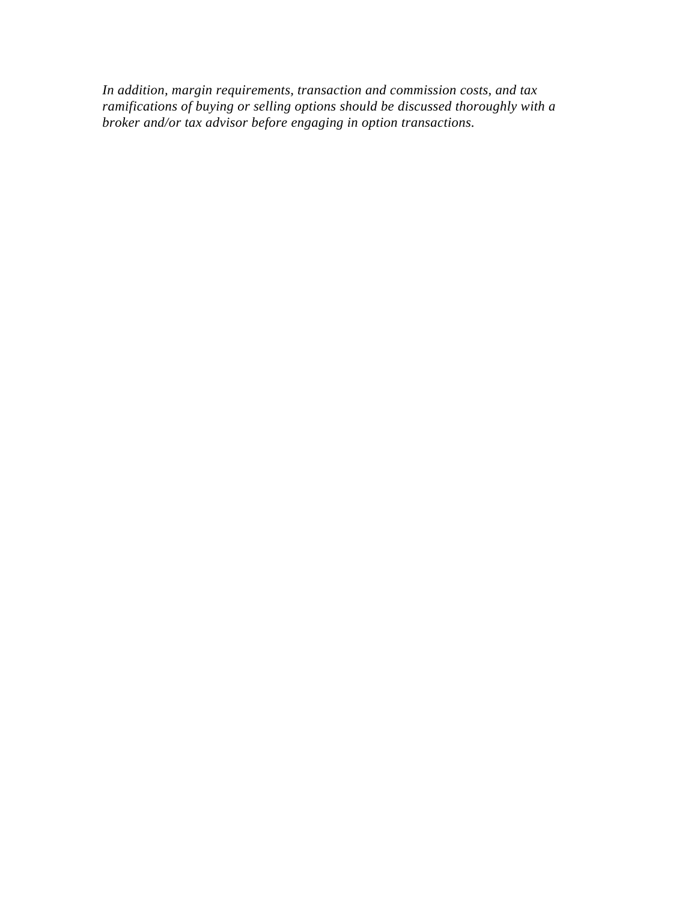*In addition, margin requirements, transaction and commission costs, and tax ramifications of buying or selling options should be discussed thoroughly with a broker and/or tax advisor before engaging in option transactions.*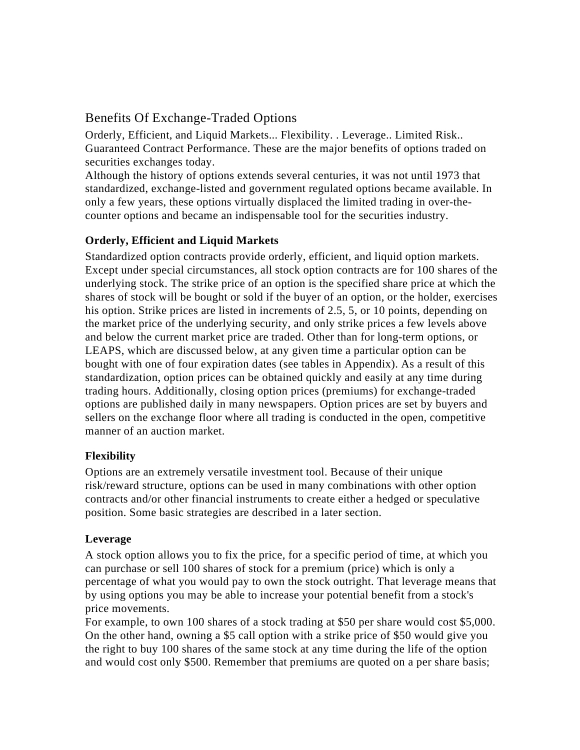## Benefits Of Exchange-Traded Options

Orderly, Efficient, and Liquid Markets... Flexibility. . Leverage.. Limited Risk.. Guaranteed Contract Performance. These are the major benefits of options traded on securities exchanges today.

Although the history of options extends several centuries, it was not until 1973 that standardized, exchange-listed and government regulated options became available. In only a few years, these options virtually displaced the limited trading in over-the-counter options and became an indispensable tool for the securities industry.

### Orderly, Efficient and Liquid Markets

Standardized option contracts provide orderly, efficient, and liquid option markets. Except under special circumstances, all stock option contracts are for 100 shares of the underlying stock. The strike price of an option is the specified share price at which the shares of stock will be bought or sold if the buyer of an option, or the holder, exercises his option. Strike prices are listed in increments of 2.5, 5, or 10 points, depending on the market price of the underlying security, and only strike prices a few levels above and below the current market price are traded. Other than for long-term options, or LEAPS, which are discussed below, at any given time a particular option can be bought with one of four expiration dates (see tables in Appendix). As a result of this standardization, option prices can be obtained quickly and easily at any time during trading hours. Additionally, closing option prices (premiums) for exchange-traded options are published daily in many newspapers. Option prices are set by buyers and sellers on the exchange floor where all trading is conducted in the open, competitive manner of an auction market.

### Flexibility

Options are an extremely versatile investment tool. Because of their unique risk/reward structure, options can be used in many combinations with other option contracts and/or other financial instruments to create either a hedged or speculative position. Some basic strategies are described in a later section.

### Leverage

A stock option allows you to fix the price, for a specific period of time, at which you can purchase or sell 100 shares of stock for a premium (price) which is only a percentage of what you would pay to own the stock outright. That leverage means that by using options you may be able to increase your potential benefit from a stock's price movements.

For example, to own 100 shares of a stock trading at $50 per share would cost $5,000. On the other hand, owning a $5 call option with a strike price of $50 would give you the right to buy 100 shares of the same stock at any time during the life of the option and would cost only $500. Remember that premiums are quoted on a per share basis;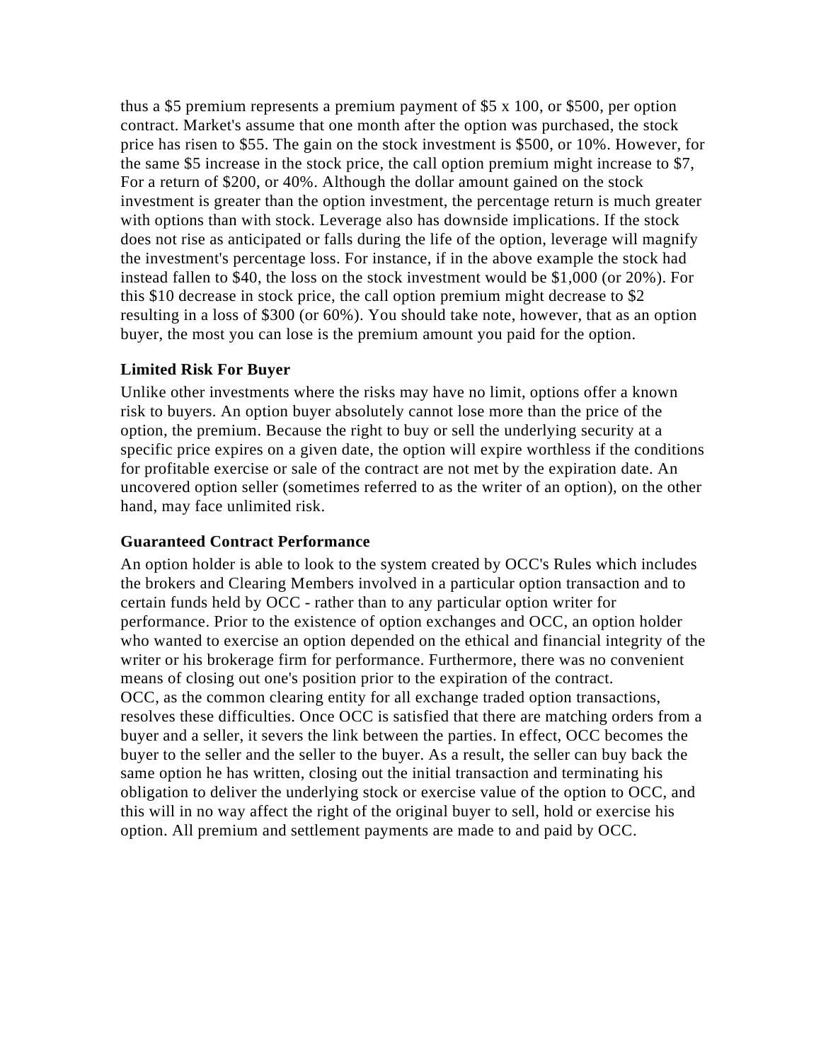thus a $5 premium represents a premium payment of $5 x 100, or $500, per option contract. Market's assume that one month after the option was purchased, the stock price has risen to $55. The gain on the stock investment is $500, or 10%. However, for the same $5 increase in the stock price, the call option premium might increase to $7, For a return of $200, or 40%. Although the dollar amount gained on the stock investment is greater than the option investment, the percentage return is much greater with options than with stock. Leverage also has downside implications. If the stock does not rise as anticipated or falls during the life of the option, leverage will magnify the investment's percentage loss. For instance, if in the above example the stock had instead fallen to $40, the loss on the stock investment would be $1,000 (or 20%). For this $10 decrease in stock price, the call option premium might decrease to $2 resulting in a loss of $300 (or 60%). You should take note, however, that as an option buyer, the most you can lose is the premium amount you paid for the option.

### Limited Risk For Buyer

Unlike other investments where the risks may have no limit, options offer a known risk to buyers. An option buyer absolutely cannot lose more than the price of the option, the premium. Because the right to buy or sell the underlying security at a specific price expires on a given date, the option will expire worthless if the conditions for profitable exercise or sale of the contract are not met by the expiration date. An uncovered option seller (sometimes referred to as the writer of an option), on the other hand, may face unlimited risk.

### Guaranteed Contract Performance

An option holder is able to look to the system created by OCC's Rules which includes the brokers and Clearing Members involved in a particular option transaction and to certain funds held by OCC - rather than to any particular option writer for performance. Prior to the existence of option exchanges and OCC, an option holder who wanted to exercise an option depended on the ethical and financial integrity of the writer or his brokerage firm for performance. Furthermore, there was no convenient means of closing out one's position prior to the expiration of the contract.

OCC, as the common clearing entity for all exchange traded option transactions, resolves these difficulties. Once OCC is satisfied that there are matching orders from a buyer and a seller, it severs the link between the parties. In effect, OCC becomes the buyer to the seller and the seller to the buyer. As a result, the seller can buy back the same option he has written, closing out the initial transaction and terminating his obligation to deliver the underlying stock or exercise value of the option to OCC, and this will in no way affect the right of the original buyer to sell, hold or exercise his option. All premium and settlement payments are made to and paid by OCC.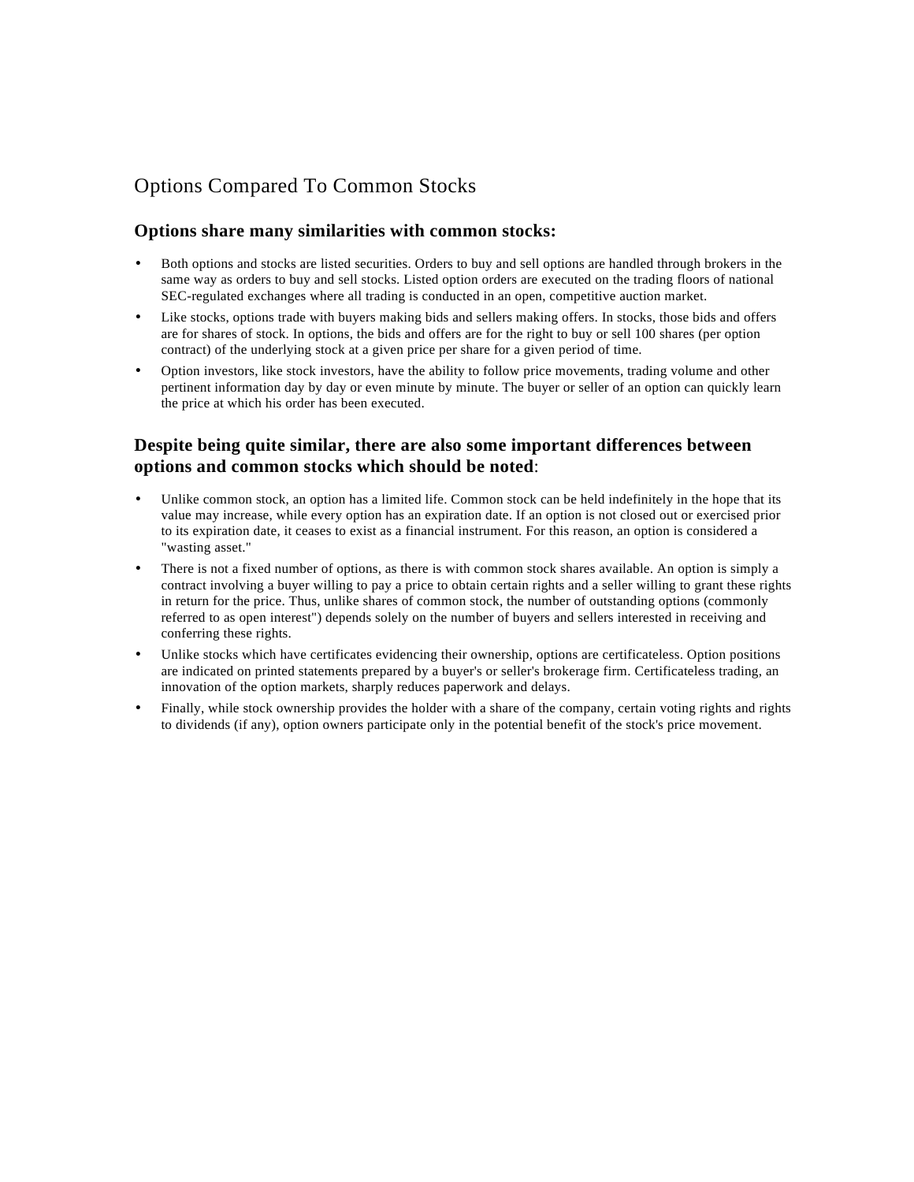# Options Compared To Common Stocks

## Options share many similarities with common stocks:

- Both options and stocks are listed securities. Orders to buy and sell options are handled through brokers in the same way as orders to buy and sell stocks. Listed option orders are executed on the trading floors of national SEC-regulated exchanges where all trading is conducted in an open, competitive auction market.
- Like stocks, options trade with buyers making bids and sellers making offers. In stocks, those bids and offers are for shares of stock. In options, the bids and offers are for the right to buy or sell 100 shares (per option contract) of the underlying stock at a given price per share for a given period of time.
- Option investors, like stock investors, have the ability to follow price movements, trading volume and other pertinent information day by day or even minute by minute. The buyer or seller of an option can quickly learn the price at which his order has been executed.

## Despite being quite similar, there are also some important differences between options and common stocks which should be noted:

- Unlike common stock, an option has a limited life. Common stock can be held indefinitely in the hope that its value may increase, while every option has an expiration date. If an option is not closed out or exercised prior to its expiration date, it ceases to exist as a financial instrument. For this reason, an option is considered a "wasting asset."
- There is not a fixed number of options, as there is with common stock shares available. An option is simply a contract involving a buyer willing to pay a price to obtain certain rights and a seller willing to grant these rights in return for the price. Thus, unlike shares of common stock, the number of outstanding options (commonly referred to as open interest") depends solely on the number of buyers and sellers interested in receiving and conferring these rights.
- Unlike stocks which have certificates evidencing their ownership, options are certificateless. Option positions are indicated on printed statements prepared by a buyer's or seller's brokerage firm. Certificateless trading, an innovation of the option markets, sharply reduces paperwork and delays.
- Finally, while stock ownership provides the holder with a share of the company, certain voting rights and rights to dividends (if any), option owners participate only in the potential benefit of the stock's price movement.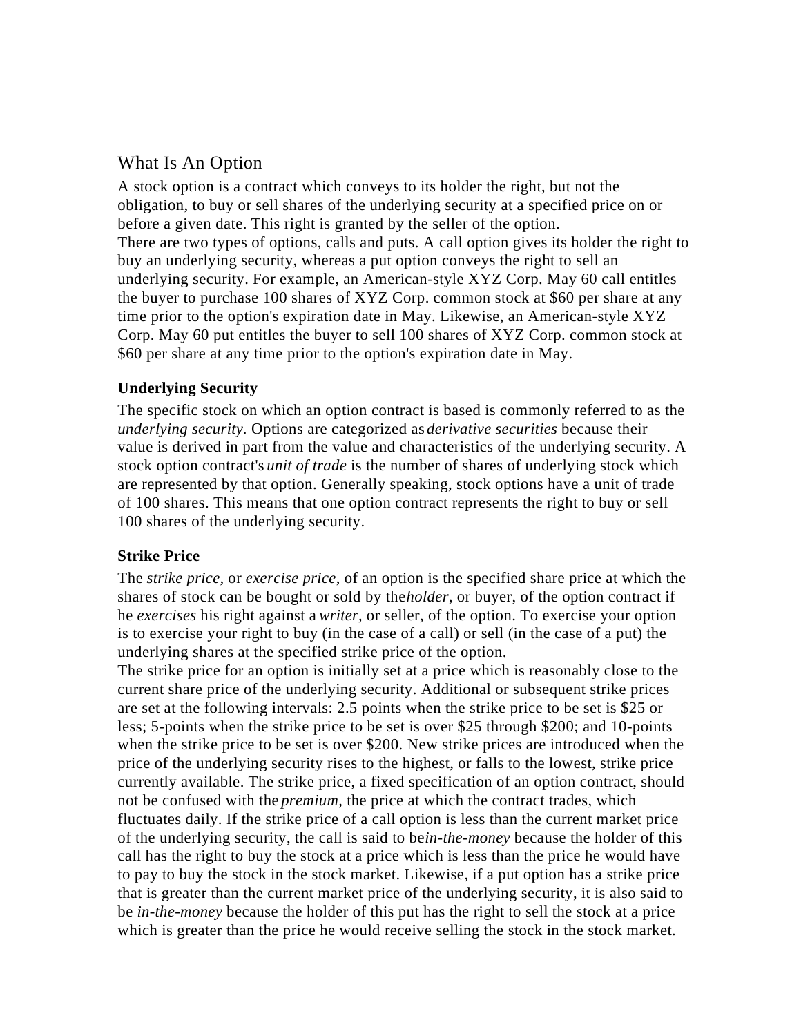## What Is An Option

A stock option is a contract which conveys to its holder the right, but not the obligation, to buy or sell shares of the underlying security at a specified price on or before a given date. This right is granted by the seller of the option.
There are two types of options, calls and puts. A call option gives its holder the right to buy an underlying security, whereas a put option conveys the right to sell an underlying security. For example, an American-style XYZ Corp. May 60 call entitles the buyer to purchase 100 shares of XYZ Corp. common stock at $60 per share at any time prior to the option's expiration date in May. Likewise, an American-style XYZ Corp. May 60 put entitles the buyer to sell 100 shares of XYZ Corp. common stock at $60 per share at any time prior to the option's expiration date in May.

### Underlying Security

The specific stock on which an option contract is based is commonly referred to as the *underlying security.* Options are categorized as *derivative securities* because their value is derived in part from the value and characteristics of the underlying security. A stock option contract's *unit of trade* is the number of shares of underlying stock which are represented by that option. Generally speaking, stock options have a unit of trade of 100 shares. This means that one option contract represents the right to buy or sell 100 shares of the underlying security.

### Strike Price

The *strike price,* or *exercise price*, of an option is the specified share price at which the shares of stock can be bought or sold by the *holder*, or buyer, of the option contract if he *exercises* his right against a *writer,* or seller, of the option. To exercise your option is to exercise your right to buy (in the case of a call) or sell (in the case of a put) the underlying shares at the specified strike price of the option.
The strike price for an option is initially set at a price which is reasonably close to the current share price of the underlying security. Additional or subsequent strike prices are set at the following intervals: 2.5 points when the strike price to be set is $25 or less; 5-points when the strike price to be set is over $25 through $200; and 10-points when the strike price to be set is over $200. New strike prices are introduced when the price of the underlying security rises to the highest, or falls to the lowest, strike price currently available. The strike price, a fixed specification of an option contract, should not be confused with the *premium,* the price at which the contract trades, which fluctuates daily. If the strike price of a call option is less than the current market price of the underlying security, the call is said to be *in-the-money* because the holder of this call has the right to buy the stock at a price which is less than the price he would have to pay to buy the stock in the stock market. Likewise, if a put option has a strike price that is greater than the current market price of the underlying security, it is also said to be *in-the-money* because the holder of this put has the right to sell the stock at a price which is greater than the price he would receive selling the stock in the stock market.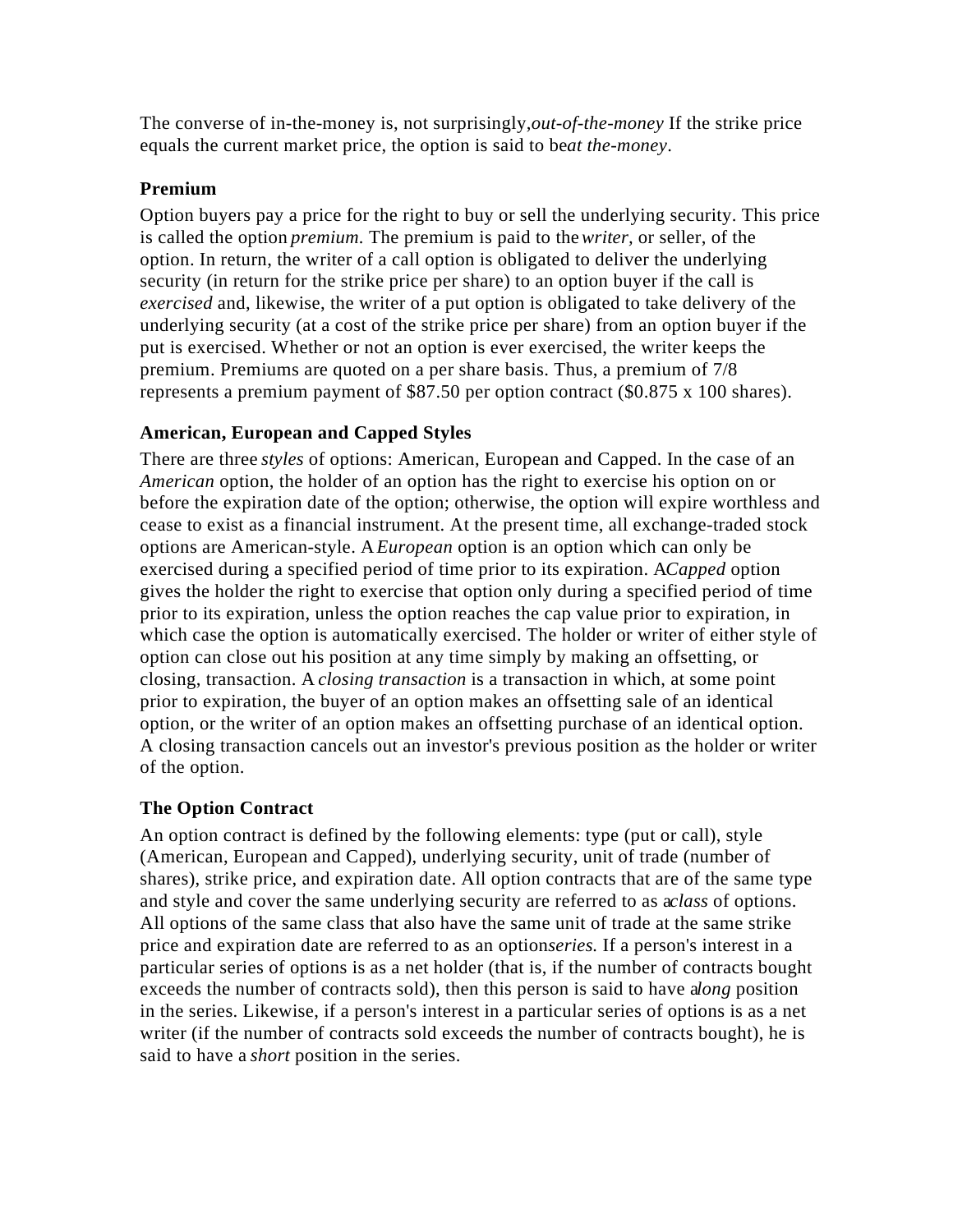The converse of in-the-money is, not surprisingly, *out-of-the-money* If the strike price equals the current market price, the option is said to be *at the-money*.

### Premium

Option buyers pay a price for the right to buy or sell the underlying security. This price is called the option *premium.* The premium is paid to the *writer*, or seller, of the option. In return, the writer of a call option is obligated to deliver the underlying security (in return for the strike price per share) to an option buyer if the call is *exercised* and, likewise, the writer of a put option is obligated to take delivery of the underlying security (at a cost of the strike price per share) from an option buyer if the put is exercised. Whether or not an option is ever exercised, the writer keeps the premium. Premiums are quoted on a per share basis. Thus, a premium of 7/8 represents a premium payment of $87.50 per option contract ($0.875 x 100 shares).

### American, European and Capped Styles

There are three *styles* of options: American, European and Capped. In the case of an *American* option, the holder of an option has the right to exercise his option on or before the expiration date of the option; otherwise, the option will expire worthless and cease to exist as a financial instrument. At the present time, all exchange-traded stock options are American-style. A *European* option is an option which can only be exercised during a specified period of time prior to its expiration. A *Capped* option gives the holder the right to exercise that option only during a specified period of time prior to its expiration, unless the option reaches the cap value prior to expiration, in which case the option is automatically exercised. The holder or writer of either style of option can close out his position at any time simply by making an offsetting, or closing, transaction. A *closing transaction* is a transaction in which, at some point prior to expiration, the buyer of an option makes an offsetting sale of an identical option, or the writer of an option makes an offsetting purchase of an identical option. A closing transaction cancels out an investor's previous position as the holder or writer of the option.

### The Option Contract

An option contract is defined by the following elements: type (put or call), style (American, European and Capped), underlying security, unit of trade (number of shares), strike price, and expiration date. All option contracts that are of the same type and style and cover the same underlying security are referred to as a *class* of options. All options of the same class that also have the same unit of trade at the same strike price and expiration date are referred to as an option *series.* If a person's interest in a particular series of options is as a net holder (that is, if the number of contracts bought exceeds the number of contracts sold), then this person is said to have a *long* position in the series. Likewise, if a person's interest in a particular series of options is as a net writer (if the number of contracts sold exceeds the number of contracts bought), he is said to have a *short* position in the series.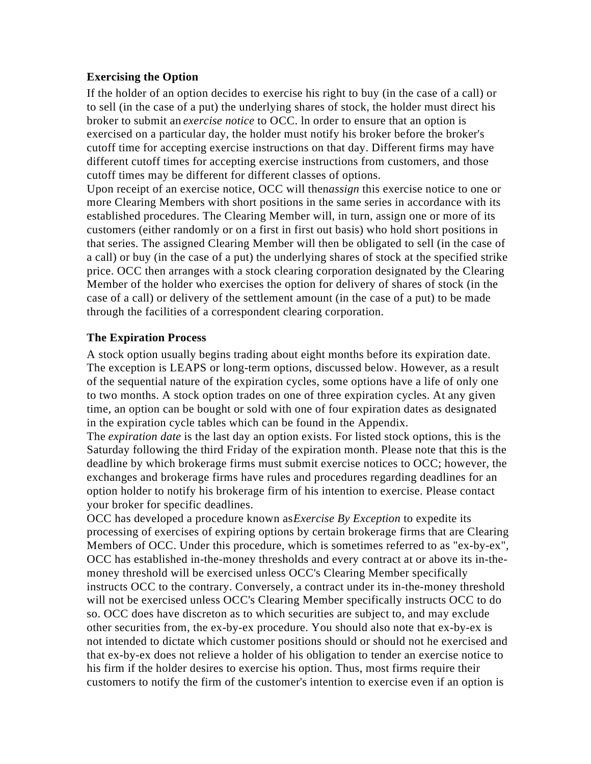### Exercising the Option

If the holder of an option decides to exercise his right to buy (in the case of a call) or to sell (in the case of a put) the underlying shares of stock, the holder must direct his broker to submit an *exercise notice* to OCC. ln order to ensure that an option is exercised on a particular day, the holder must notify his broker before the broker's cutoff time for accepting exercise instructions on that day. Different firms may have different cutoff times for accepting exercise instructions from customers, and those cutoff times may be different for different classes of options.

Upon receipt of an exercise notice, OCC will then*assign* this exercise notice to one or more Clearing Members with short positions in the same series in accordance with its established procedures. The Clearing Member will, in turn, assign one or more of its customers (either randomly or on a first in first out basis) who hold short positions in that series. The assigned Clearing Member will then be obligated to sell (in the case of a call) or buy (in the case of a put) the underlying shares of stock at the specified strike price. OCC then arranges with a stock clearing corporation designated by the Clearing Member of the holder who exercises the option for delivery of shares of stock (in the case of a call) or delivery of the settlement amount (in the case of a put) to be made through the facilities of a correspondent clearing corporation.

### The Expiration Process

A stock option usually begins trading about eight months before its expiration date. The exception is LEAPS or long-term options, discussed below. However, as a result of the sequential nature of the expiration cycles, some options have a life of only one to two months. A stock option trades on one of three expiration cycles. At any given time, an option can be bought or sold with one of four expiration dates as designated in the expiration cycle tables which can be found in the Appendix.

The *expiration date* is the last day an option exists. For listed stock options, this is the Saturday following the third Friday of the expiration month. Please note that this is the deadline by which brokerage firms must submit exercise notices to OCC; however, the exchanges and brokerage firms have rules and procedures regarding deadlines for an option holder to notify his brokerage firm of his intention to exercise. Please contact your broker for specific deadlines.

OCC has developed a procedure known as*Exercise By Exception* to expedite its processing of exercises of expiring options by certain brokerage firms that are Clearing Members of OCC. Under this procedure, which is sometimes referred to as "ex-by-ex", OCC has established in-the-money thresholds and every contract at or above its in-the-money threshold will be exercised unless OCC's Clearing Member specifically instructs OCC to the contrary. Conversely, a contract under its in-the-money threshold will not be exercised unless OCC's Clearing Member specifically instructs OCC to do so. OCC does have discreton as to which securities are subject to, and may exclude other securities from, the ex-by-ex procedure. You should also note that ex-by-ex is not intended to dictate which customer positions should or should not he exercised and that ex-by-ex does not relieve a holder of his obligation to tender an exercise notice to his firm if the holder desires to exercise his option. Thus, most firms require their customers to notify the firm of the customer's intention to exercise even if an option is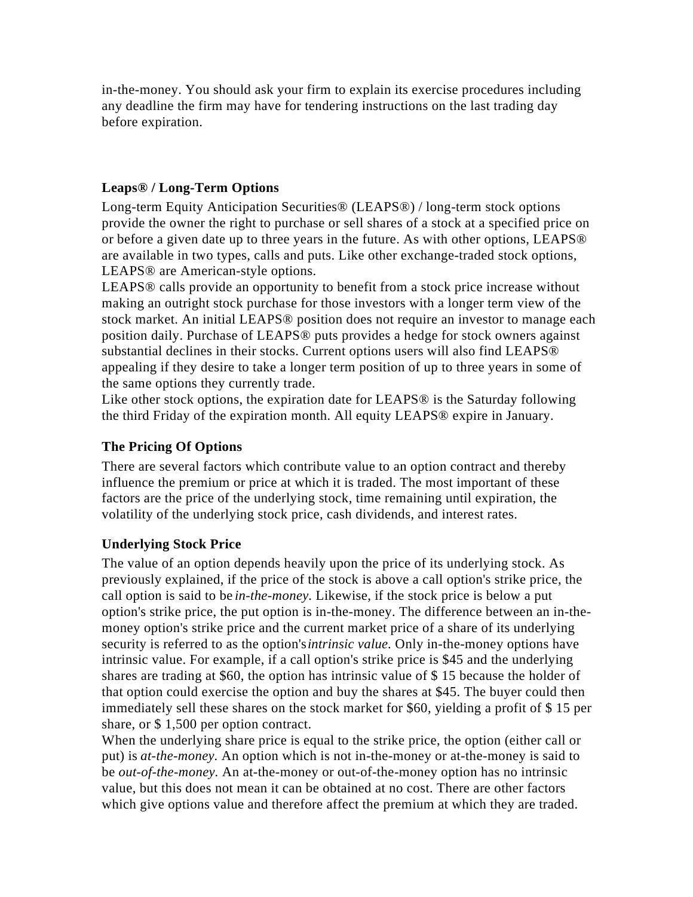in-the-money. You should ask your firm to explain its exercise procedures including any deadline the firm may have for tendering instructions on the last trading day before expiration.

### Leaps® / Long-Term Options

Long-term Equity Anticipation Securities® (LEAPS®) / long-term stock options provide the owner the right to purchase or sell shares of a stock at a specified price on or before a given date up to three years in the future. As with other options, LEAPS® are available in two types, calls and puts. Like other exchange-traded stock options, LEAPS® are American-style options.

LEAPS® calls provide an opportunity to benefit from a stock price increase without making an outright stock purchase for those investors with a longer term view of the stock market. An initial LEAPS® position does not require an investor to manage each position daily. Purchase of LEAPS® puts provides a hedge for stock owners against substantial declines in their stocks. Current options users will also find LEAPS® appealing if they desire to take a longer term position of up to three years in some of the same options they currently trade.

Like other stock options, the expiration date for LEAPS® is the Saturday following the third Friday of the expiration month. All equity LEAPS® expire in January.

### The Pricing Of Options

There are several factors which contribute value to an option contract and thereby influence the premium or price at which it is traded. The most important of these factors are the price of the underlying stock, time remaining until expiration, the volatility of the underlying stock price, cash dividends, and interest rates.

### Underlying Stock Price

The value of an option depends heavily upon the price of its underlying stock. As previously explained, if the price of the stock is above a call option's strike price, the call option is said to be *in-the-money.* Likewise, if the stock price is below a put option's strike price, the put option is in-the-money. The difference between an in-the-money option's strike price and the current market price of a share of its underlying security is referred to as the option's *intrinsic value.* Only in-the-money options have intrinsic value. For example, if a call option's strike price is $45 and the underlying shares are trading at $60, the option has intrinsic value of $ 15 because the holder of that option could exercise the option and buy the shares at $45. The buyer could then immediately sell these shares on the stock market for $60, yielding a profit of $ 15 per share, or $ 1,500 per option contract.

When the underlying share price is equal to the strike price, the option (either call or put) is *at-the-money.* An option which is not in-the-money or at-the-money is said to be *out-of-the-money.* An at-the-money or out-of-the-money option has no intrinsic value, but this does not mean it can be obtained at no cost. There are other factors which give options value and therefore affect the premium at which they are traded.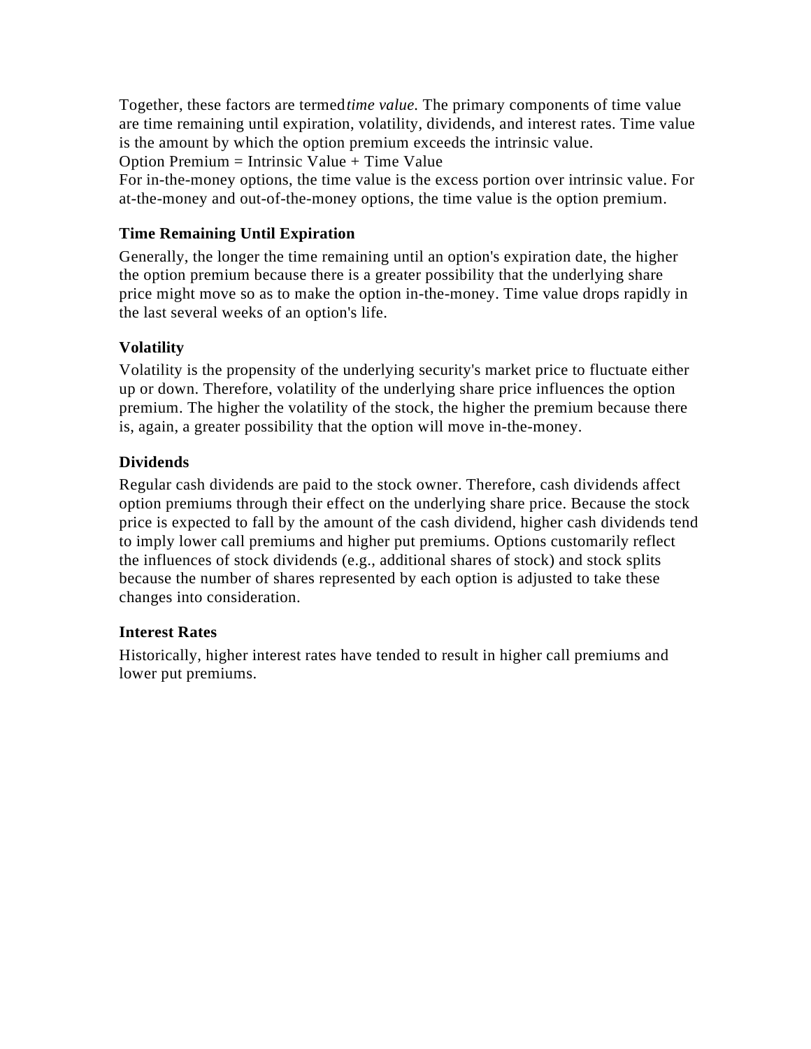Together, these factors are termed *time value.* The primary components of time value are time remaining until expiration, volatility, dividends, and interest rates. Time value is the amount by which the option premium exceeds the intrinsic value.
Option Premium = Intrinsic Value + Time Value
For in-the-money options, the time value is the excess portion over intrinsic value. For at-the-money and out-of-the-money options, the time value is the option premium.

### Time Remaining Until Expiration

Generally, the longer the time remaining until an option's expiration date, the higher the option premium because there is a greater possibility that the underlying share price might move so as to make the option in-the-money. Time value drops rapidly in the last several weeks of an option's life.

### Volatility

Volatility is the propensity of the underlying security's market price to fluctuate either up or down. Therefore, volatility of the underlying share price influences the option premium. The higher the volatility of the stock, the higher the premium because there is, again, a greater possibility that the option will move in-the-money.

### Dividends

Regular cash dividends are paid to the stock owner. Therefore, cash dividends affect option premiums through their effect on the underlying share price. Because the stock price is expected to fall by the amount of the cash dividend, higher cash dividends tend to imply lower call premiums and higher put premiums. Options customarily reflect the influences of stock dividends (e.g., additional shares of stock) and stock splits because the number of shares represented by each option is adjusted to take these changes into consideration.

### Interest Rates

Historically, higher interest rates have tended to result in higher call premiums and lower put premiums.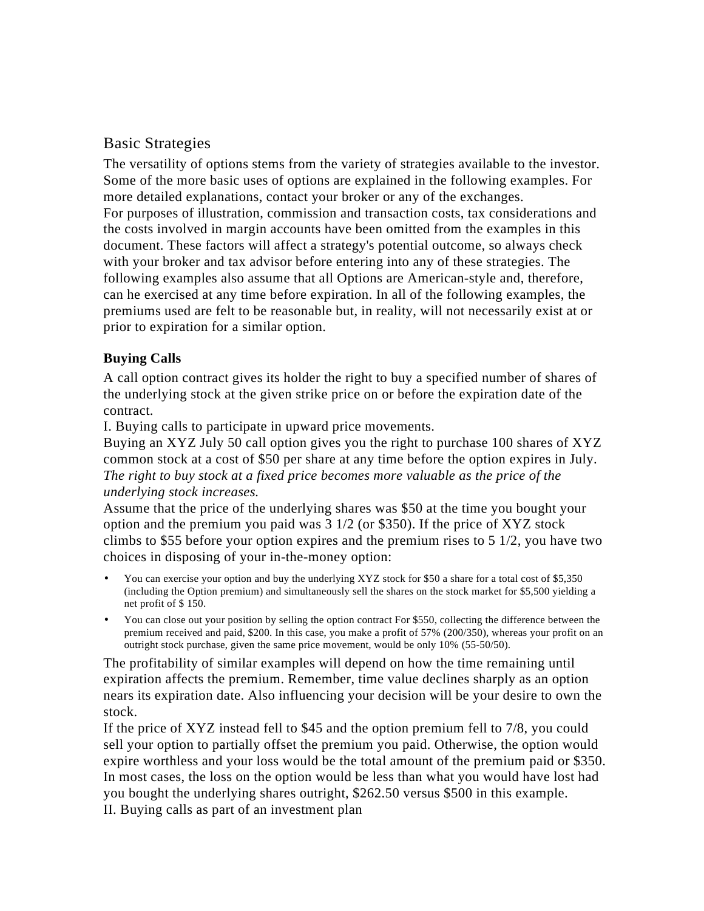## Basic Strategies

The versatility of options stems from the variety of strategies available to the investor. Some of the more basic uses of options are explained in the following examples. For more detailed explanations, contact your broker or any of the exchanges.

For purposes of illustration, commission and transaction costs, tax considerations and the costs involved in margin accounts have been omitted from the examples in this document. These factors will affect a strategy's potential outcome, so always check with your broker and tax advisor before entering into any of these strategies. The following examples also assume that all Options are American-style and, therefore, can he exercised at any time before expiration. In all of the following examples, the premiums used are felt to be reasonable but, in reality, will not necessarily exist at or prior to expiration for a similar option.

### Buying Calls

A call option contract gives its holder the right to buy a specified number of shares of the underlying stock at the given strike price on or before the expiration date of the contract.

I. Buying calls to participate in upward price movements.

Buying an XYZ July 50 call option gives you the right to purchase 100 shares of XYZ common stock at a cost of $50 per share at any time before the option expires in July. *The right to buy stock at a fixed price becomes more valuable as the price of the underlying stock increases.*

Assume that the price of the underlying shares was $50 at the time you bought your option and the premium you paid was 3 1/2 (or $350). If the price of XYZ stock climbs to $55 before your option expires and the premium rises to 5 1/2, you have two choices in disposing of your in-the-money option:

- You can exercise your option and buy the underlying XYZ stock for $50 a share for a total cost of $5,350 (including the Option premium) and simultaneously sell the shares on the stock market for $5,500 yielding a net profit of $ 150.
- You can close out your position by selling the option contract For $550, collecting the difference between the premium received and paid, $200. In this case, you make a profit of 57% (200/350), whereas your profit on an outright stock purchase, given the same price movement, would be only 10% (55-50/50).

The profitability of similar examples will depend on how the time remaining until expiration affects the premium. Remember, time value declines sharply as an option nears its expiration date. Also influencing your decision will be your desire to own the stock.

If the price of XYZ instead fell to $45 and the option premium fell to 7/8, you could sell your option to partially offset the premium you paid. Otherwise, the option would expire worthless and your loss would be the total amount of the premium paid or $350. In most cases, the loss on the option would be less than what you would have lost had you bought the underlying shares outright, $262.50 versus $500 in this example.

II. Buying calls as part of an investment plan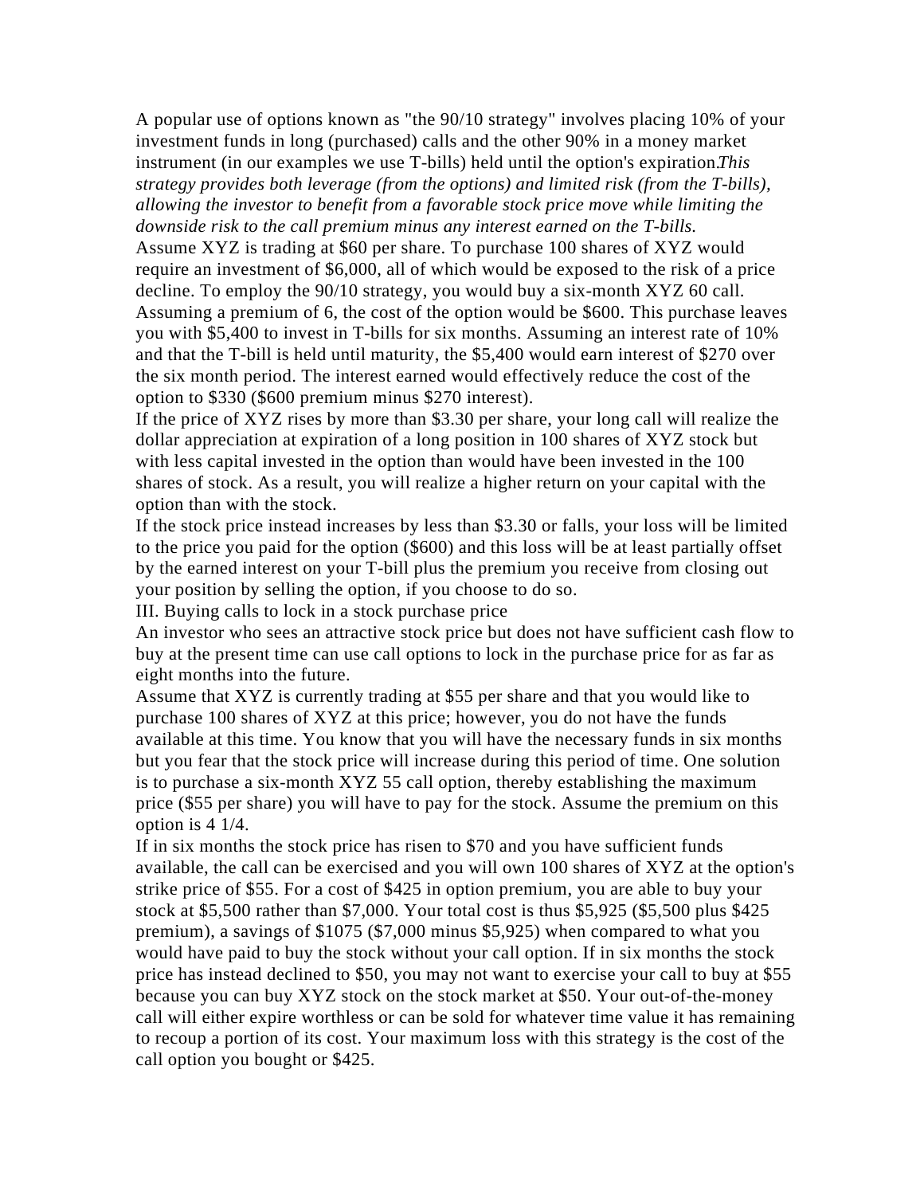A popular use of options known as "the 90/10 strategy" involves placing 10% of your investment funds in long (purchased) calls and the other 90% in a money market instrument (in our examples we use T-bills) held until the option's expiration.*This strategy provides both leverage (from the options) and limited risk (from the T-bills), allowing the investor to benefit from a favorable stock price move while limiting the downside risk to the call premium minus any interest earned on the T-bills.*

Assume XYZ is trading at $60 per share. To purchase 100 shares of XYZ would require an investment of $6,000, all of which would be exposed to the risk of a price decline. To employ the 90/10 strategy, you would buy a six-month XYZ 60 call. Assuming a premium of 6, the cost of the option would be $600. This purchase leaves you with $5,400 to invest in T-bills for six months. Assuming an interest rate of 10% and that the T-bill is held until maturity, the $5,400 would earn interest of $270 over the six month period. The interest earned would effectively reduce the cost of the option to $330 ($600 premium minus $270 interest).

If the price of XYZ rises by more than $3.30 per share, your long call will realize the dollar appreciation at expiration of a long position in 100 shares of XYZ stock but with less capital invested in the option than would have been invested in the 100 shares of stock. As a result, you will realize a higher return on your capital with the option than with the stock.

If the stock price instead increases by less than $3.30 or falls, your loss will be limited to the price you paid for the option ($600) and this loss will be at least partially offset by the earned interest on your T-bill plus the premium you receive from closing out your position by selling the option, if you choose to do so.

## III. Buying calls to lock in a stock purchase price

An investor who sees an attractive stock price but does not have sufficient cash flow to buy at the present time can use call options to lock in the purchase price for as far as eight months into the future.

Assume that XYZ is currently trading at $55 per share and that you would like to purchase 100 shares of XYZ at this price; however, you do not have the funds available at this time. You know that you will have the necessary funds in six months but you fear that the stock price will increase during this period of time. One solution is to purchase a six-month XYZ 55 call option, thereby establishing the maximum price ($55 per share) you will have to pay for the stock. Assume the premium on this option is 4 1/4.

If in six months the stock price has risen to $70 and you have sufficient funds available, the call can be exercised and you will own 100 shares of XYZ at the option's strike price of $55. For a cost of $425 in option premium, you are able to buy your stock at $5,500 rather than $7,000. Your total cost is thus $5,925 ($5,500 plus $425 premium), a savings of $1075 ($7,000 minus $5,925) when compared to what you would have paid to buy the stock without your call option. If in six months the stock price has instead declined to $50, you may not want to exercise your call to buy at $55 because you can buy XYZ stock on the stock market at $50. Your out-of-the-money call will either expire worthless or can be sold for whatever time value it has remaining to recoup a portion of its cost. Your maximum loss with this strategy is the cost of the call option you bought or $425.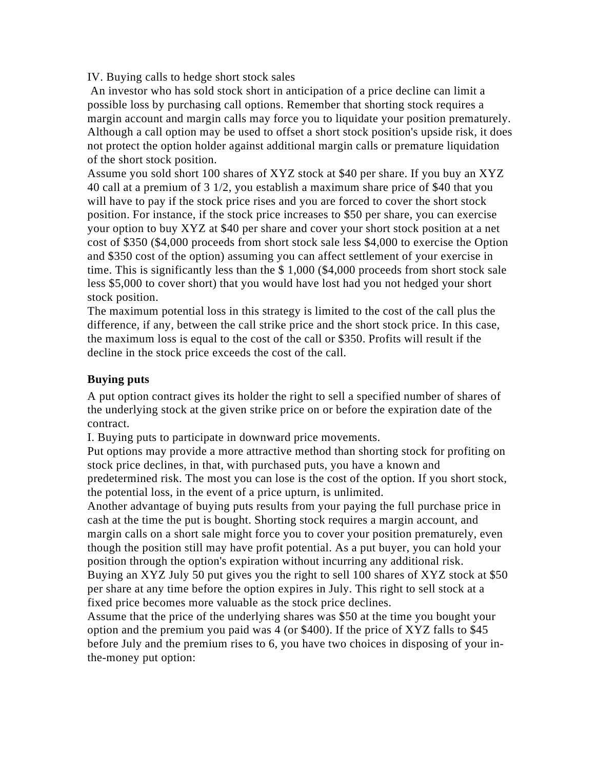IV. Buying calls to hedge short stock sales

An investor who has sold stock short in anticipation of a price decline can limit a possible loss by purchasing call options. Remember that shorting stock requires a margin account and margin calls may force you to liquidate your position prematurely. Although a call option may be used to offset a short stock position's upside risk, it does not protect the option holder against additional margin calls or premature liquidation of the short stock position.

Assume you sold short 100 shares of XYZ stock at $40 per share. If you buy an XYZ 40 call at a premium of 3 1/2, you establish a maximum share price of $40 that you will have to pay if the stock price rises and you are forced to cover the short stock position. For instance, if the stock price increases to $50 per share, you can exercise your option to buy XYZ at $40 per share and cover your short stock position at a net cost of $350 ($4,000 proceeds from short stock sale less $4,000 to exercise the Option and $350 cost of the option) assuming you can affect settlement of your exercise in time. This is significantly less than the $ 1,000 ($4,000 proceeds from short stock sale less $5,000 to cover short) that you would have lost had you not hedged your short stock position.

The maximum potential loss in this strategy is limited to the cost of the call plus the difference, if any, between the call strike price and the short stock price. In this case, the maximum loss is equal to the cost of the call or $350. Profits will result if the decline in the stock price exceeds the cost of the call.

**Buying puts**

A put option contract gives its holder the right to sell a specified number of shares of the underlying stock at the given strike price on or before the expiration date of the contract.

I. Buying puts to participate in downward price movements.

Put options may provide a more attractive method than shorting stock for profiting on stock price declines, in that, with purchased puts, you have a known and predetermined risk. The most you can lose is the cost of the option. If you short stock, the potential loss, in the event of a price upturn, is unlimited.

Another advantage of buying puts results from your paying the full purchase price in cash at the time the put is bought. Shorting stock requires a margin account, and margin calls on a short sale might force you to cover your position prematurely, even though the position still may have profit potential. As a put buyer, you can hold your position through the option's expiration without incurring any additional risk.

Buying an XYZ July 50 put gives you the right to sell 100 shares of XYZ stock at $50 per share at any time before the option expires in July. This right to sell stock at a fixed price becomes more valuable as the stock price declines.

Assume that the price of the underlying shares was $50 at the time you bought your option and the premium you paid was 4 (or $400). If the price of XYZ falls to $45 before July and the premium rises to 6, you have two choices in disposing of your in-the-money put option: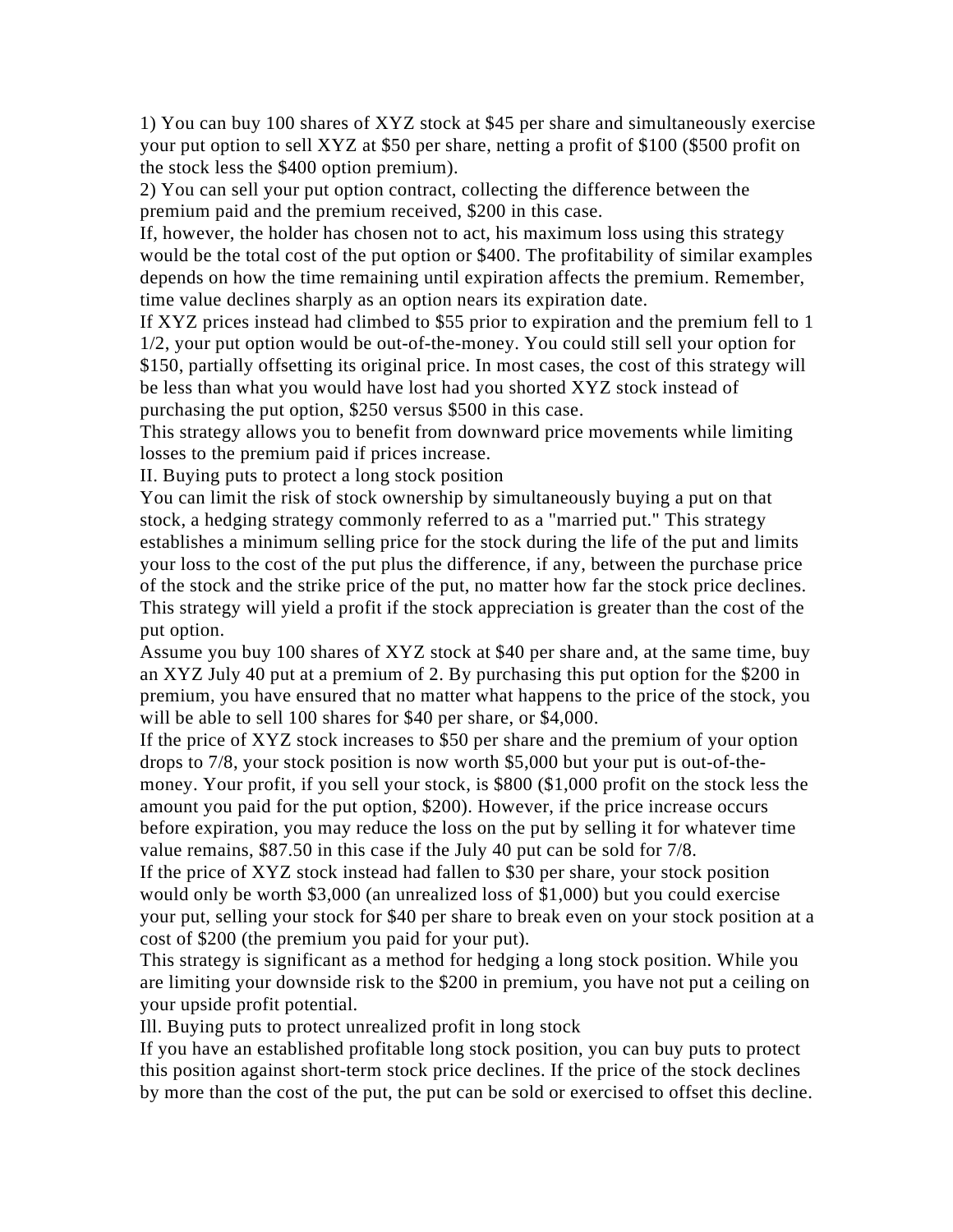1) You can buy 100 shares of XYZ stock at $45 per share and simultaneously exercise your put option to sell XYZ at $50 per share, netting a profit of $100 ($500 profit on the stock less the $400 option premium).

2) You can sell your put option contract, collecting the difference between the premium paid and the premium received, $200 in this case.

If, however, the holder has chosen not to act, his maximum loss using this strategy would be the total cost of the put option or $400. The profitability of similar examples depends on how the time remaining until expiration affects the premium. Remember, time value declines sharply as an option nears its expiration date.

If XYZ prices instead had climbed to $55 prior to expiration and the premium fell to 1 1/2, your put option would be out-of-the-money. You could still sell your option for $150, partially offsetting its original price. In most cases, the cost of this strategy will be less than what you would have lost had you shorted XYZ stock instead of purchasing the put option, $250 versus $500 in this case.

This strategy allows you to benefit from downward price movements while limiting losses to the premium paid if prices increase.

## II. Buying puts to protect a long stock position

You can limit the risk of stock ownership by simultaneously buying a put on that stock, a hedging strategy commonly referred to as a "married put." This strategy establishes a minimum selling price for the stock during the life of the put and limits your loss to the cost of the put plus the difference, if any, between the purchase price of the stock and the strike price of the put, no matter how far the stock price declines. This strategy will yield a profit if the stock appreciation is greater than the cost of the put option.

Assume you buy 100 shares of XYZ stock at $40 per share and, at the same time, buy an XYZ July 40 put at a premium of 2. By purchasing this put option for the $200 in premium, you have ensured that no matter what happens to the price of the stock, you will be able to sell 100 shares for $40 per share, or $4,000.

If the price of XYZ stock increases to $50 per share and the premium of your option drops to 7/8, your stock position is now worth $5,000 but your put is out-of-the-money. Your profit, if you sell your stock, is $800 ($1,000 profit on the stock less the amount you paid for the put option, $200). However, if the price increase occurs before expiration, you may reduce the loss on the put by selling it for whatever time value remains, $87.50 in this case if the July 40 put can be sold for 7/8.

If the price of XYZ stock instead had fallen to $30 per share, your stock position would only be worth $3,000 (an unrealized loss of $1,000) but you could exercise your put, selling your stock for $40 per share to break even on your stock position at a cost of $200 (the premium you paid for your put).

This strategy is significant as a method for hedging a long stock position. While you are limiting your downside risk to the $200 in premium, you have not put a ceiling on your upside profit potential.

## Ill. Buying puts to protect unrealized profit in long stock

If you have an established profitable long stock position, you can buy puts to protect this position against short-term stock price declines. If the price of the stock declines by more than the cost of the put, the put can be sold or exercised to offset this decline.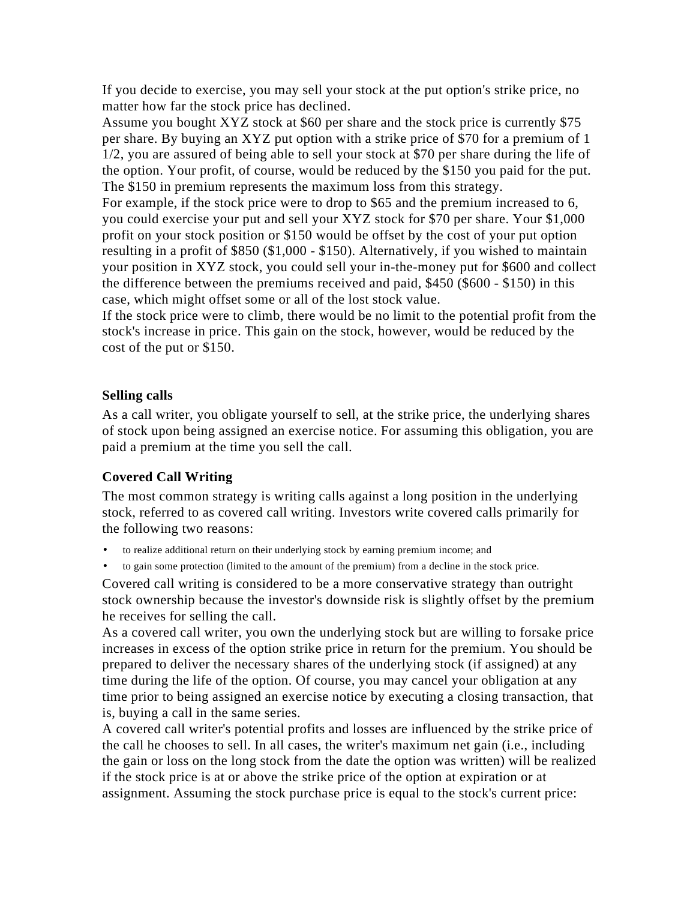If you decide to exercise, you may sell your stock at the put option's strike price, no matter how far the stock price has declined.

Assume you bought XYZ stock at $60 per share and the stock price is currently $75 per share. By buying an XYZ put option with a strike price of $70 for a premium of 1 1/2, you are assured of being able to sell your stock at $70 per share during the life of the option. Your profit, of course, would be reduced by the $150 you paid for the put. The $150 in premium represents the maximum loss from this strategy.

For example, if the stock price were to drop to $65 and the premium increased to 6, you could exercise your put and sell your XYZ stock for $70 per share. Your $1,000 profit on your stock position or $150 would be offset by the cost of your put option resulting in a profit of $850 ($1,000 - $150). Alternatively, if you wished to maintain your position in XYZ stock, you could sell your in-the-money put for $600 and collect the difference between the premiums received and paid, $450 ($600 - $150) in this case, which might offset some or all of the lost stock value.

If the stock price were to climb, there would be no limit to the potential profit from the stock's increase in price. This gain on the stock, however, would be reduced by the cost of the put or $150.

### Selling calls

As a call writer, you obligate yourself to sell, at the strike price, the underlying shares of stock upon being assigned an exercise notice. For assuming this obligation, you are paid a premium at the time you sell the call.

### Covered Call Writing

The most common strategy is writing calls against a long position in the underlying stock, referred to as covered call writing. Investors write covered calls primarily for the following two reasons:

- to realize additional return on their underlying stock by earning premium income; and
- to gain some protection (limited to the amount of the premium) from a decline in the stock price.

Covered call writing is considered to be a more conservative strategy than outright stock ownership because the investor's downside risk is slightly offset by the premium he receives for selling the call.

As a covered call writer, you own the underlying stock but are willing to forsake price increases in excess of the option strike price in return for the premium. You should be prepared to deliver the necessary shares of the underlying stock (if assigned) at any time during the life of the option. Of course, you may cancel your obligation at any time prior to being assigned an exercise notice by executing a closing transaction, that is, buying a call in the same series.

A covered call writer's potential profits and losses are influenced by the strike price of the call he chooses to sell. In all cases, the writer's maximum net gain (i.e., including the gain or loss on the long stock from the date the option was written) will be realized if the stock price is at or above the strike price of the option at expiration or at assignment. Assuming the stock purchase price is equal to the stock's current price: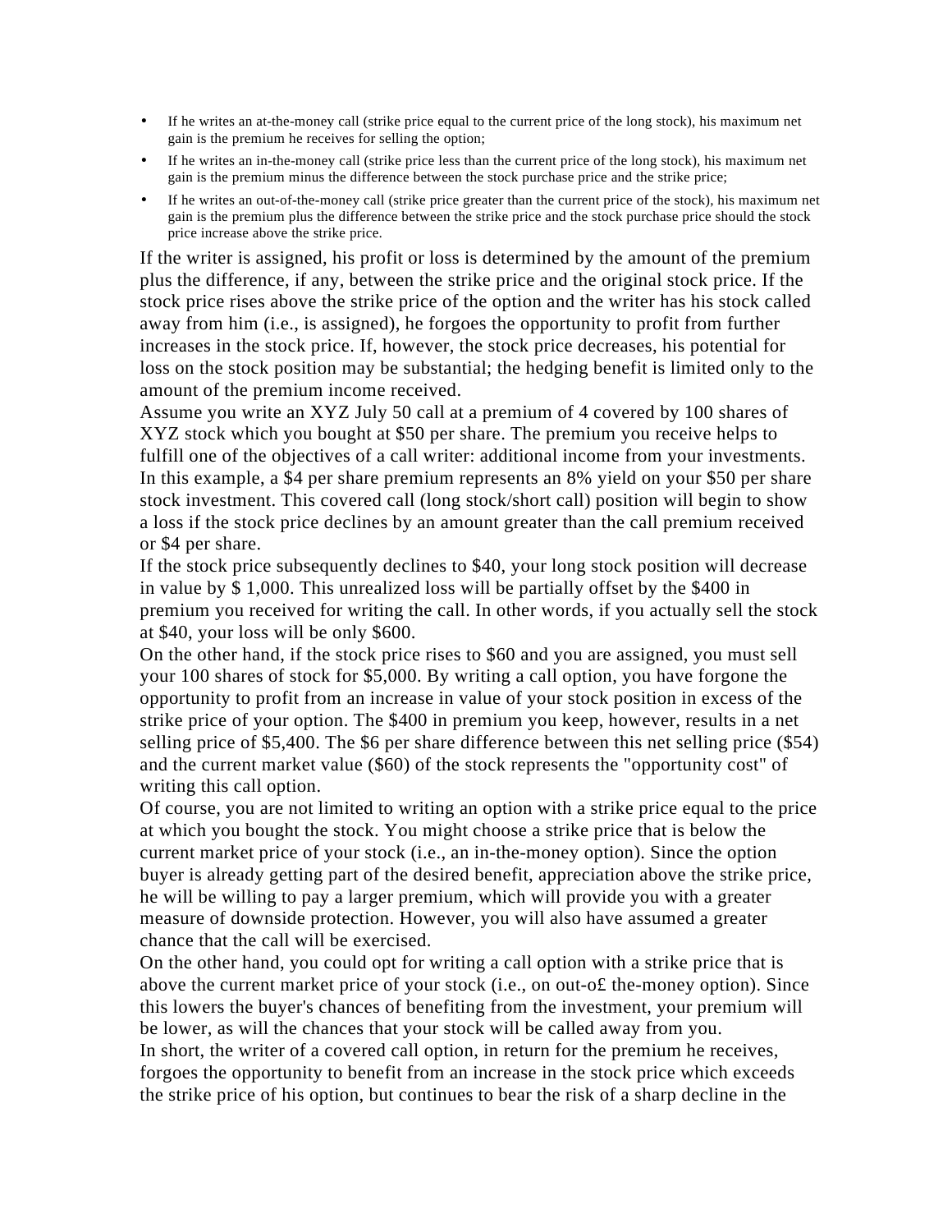- If he writes an at-the-money call (strike price equal to the current price of the long stock), his maximum net gain is the premium he receives for selling the option;
- If he writes an in-the-money call (strike price less than the current price of the long stock), his maximum net gain is the premium minus the difference between the stock purchase price and the strike price;
- If he writes an out-of-the-money call (strike price greater than the current price of the stock), his maximum net gain is the premium plus the difference between the strike price and the stock purchase price should the stock price increase above the strike price.

If the writer is assigned, his profit or loss is determined by the amount of the premium plus the difference, if any, between the strike price and the original stock price. If the stock price rises above the strike price of the option and the writer has his stock called away from him (i.e., is assigned), he forgoes the opportunity to profit from further increases in the stock price. If, however, the stock price decreases, his potential for loss on the stock position may be substantial; the hedging benefit is limited only to the amount of the premium income received.

Assume you write an XYZ July 50 call at a premium of 4 covered by 100 shares of XYZ stock which you bought at $50 per share. The premium you receive helps to fulfill one of the objectives of a call writer: additional income from your investments. In this example, a $4 per share premium represents an 8% yield on your $50 per share stock investment. This covered call (long stock/short call) position will begin to show a loss if the stock price declines by an amount greater than the call premium received or $4 per share.

If the stock price subsequently declines to $40, your long stock position will decrease in value by $ 1,000. This unrealized loss will be partially offset by the $400 in premium you received for writing the call. In other words, if you actually sell the stock at $40, your loss will be only $600.

On the other hand, if the stock price rises to $60 and you are assigned, you must sell your 100 shares of stock for $5,000. By writing a call option, you have forgone the opportunity to profit from an increase in value of your stock position in excess of the strike price of your option. The $400 in premium you keep, however, results in a net selling price of $5,400. The $6 per share difference between this net selling price ($54) and the current market value ($60) of the stock represents the "opportunity cost" of writing this call option.

Of course, you are not limited to writing an option with a strike price equal to the price at which you bought the stock. You might choose a strike price that is below the current market price of your stock (i.e., an in-the-money option). Since the option buyer is already getting part of the desired benefit, appreciation above the strike price, he will be willing to pay a larger premium, which will provide you with a greater measure of downside protection. However, you will also have assumed a greater chance that the call will be exercised.

On the other hand, you could opt for writing a call option with a strike price that is above the current market price of your stock (i.e., on out-o£ the-money option). Since this lowers the buyer's chances of benefiting from the investment, your premium will be lower, as will the chances that your stock will be called away from you.

In short, the writer of a covered call option, in return for the premium he receives, forgoes the opportunity to benefit from an increase in the stock price which exceeds the strike price of his option, but continues to bear the risk of a sharp decline in the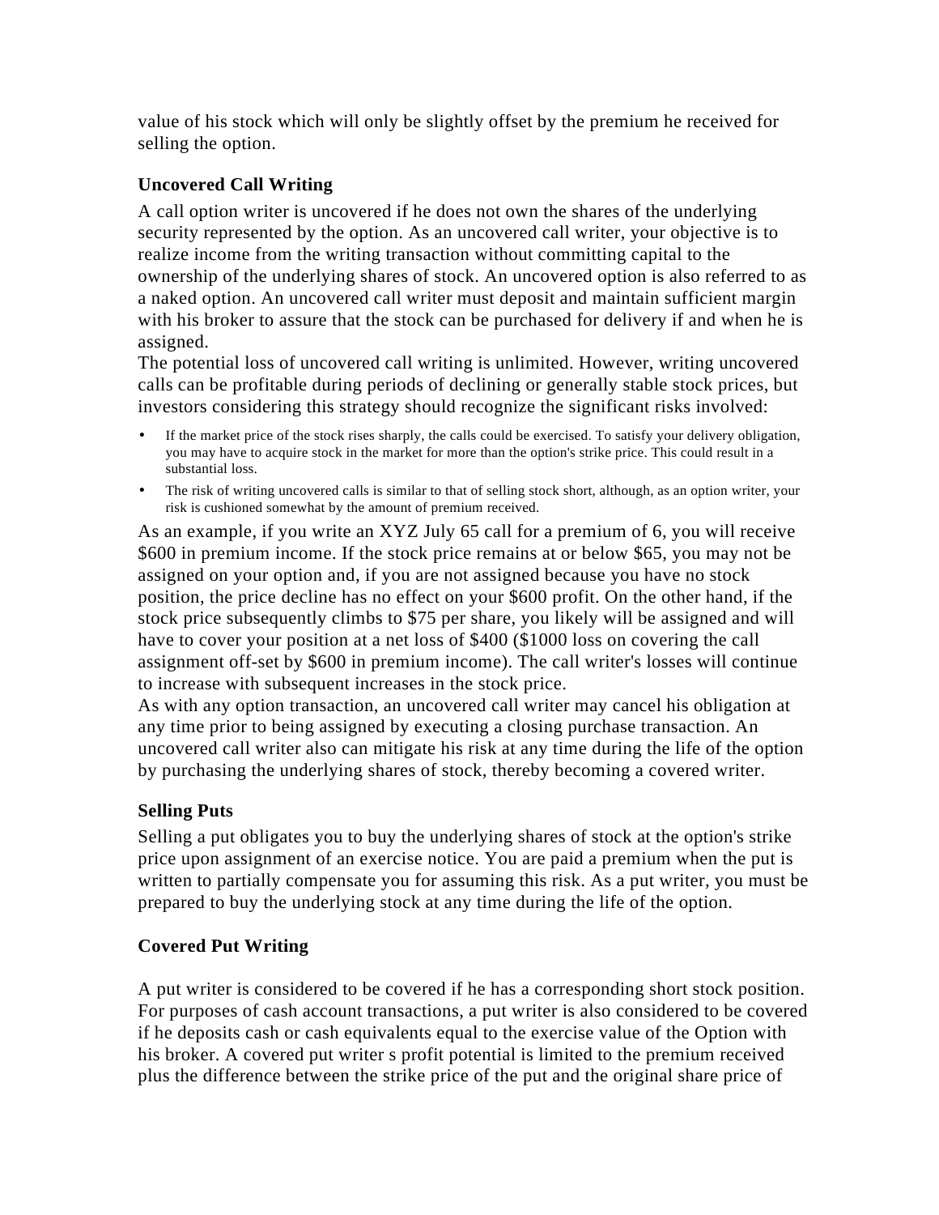value of his stock which will only be slightly offset by the premium he received for selling the option.

### Uncovered Call Writing

A call option writer is uncovered if he does not own the shares of the underlying security represented by the option. As an uncovered call writer, your objective is to realize income from the writing transaction without committing capital to the ownership of the underlying shares of stock. An uncovered option is also referred to as a naked option. An uncovered call writer must deposit and maintain sufficient margin with his broker to assure that the stock can be purchased for delivery if and when he is assigned.

The potential loss of uncovered call writing is unlimited. However, writing uncovered calls can be profitable during periods of declining or generally stable stock prices, but investors considering this strategy should recognize the significant risks involved:

- If the market price of the stock rises sharply, the calls could be exercised. To satisfy your delivery obligation, you may have to acquire stock in the market for more than the option's strike price. This could result in a substantial loss.
- The risk of writing uncovered calls is similar to that of selling stock short, although, as an option writer, your risk is cushioned somewhat by the amount of premium received.

As an example, if you write an XYZ July 65 call for a premium of 6, you will receive $600 in premium income. If the stock price remains at or below $65, you may not be assigned on your option and, if you are not assigned because you have no stock position, the price decline has no effect on your $600 profit. On the other hand, if the stock price subsequently climbs to $75 per share, you likely will be assigned and will have to cover your position at a net loss of $400 ($1000 loss on covering the call assignment off-set by $600 in premium income). The call writer's losses will continue to increase with subsequent increases in the stock price.

As with any option transaction, an uncovered call writer may cancel his obligation at any time prior to being assigned by executing a closing purchase transaction. An uncovered call writer also can mitigate his risk at any time during the life of the option by purchasing the underlying shares of stock, thereby becoming a covered writer.

### Selling Puts

Selling a put obligates you to buy the underlying shares of stock at the option's strike price upon assignment of an exercise notice. You are paid a premium when the put is written to partially compensate you for assuming this risk. As a put writer, you must be prepared to buy the underlying stock at any time during the life of the option.

### Covered Put Writing

A put writer is considered to be covered if he has a corresponding short stock position. For purposes of cash account transactions, a put writer is also considered to be covered if he deposits cash or cash equivalents equal to the exercise value of the Option with his broker. A covered put writer s profit potential is limited to the premium received plus the difference between the strike price of the put and the original share price of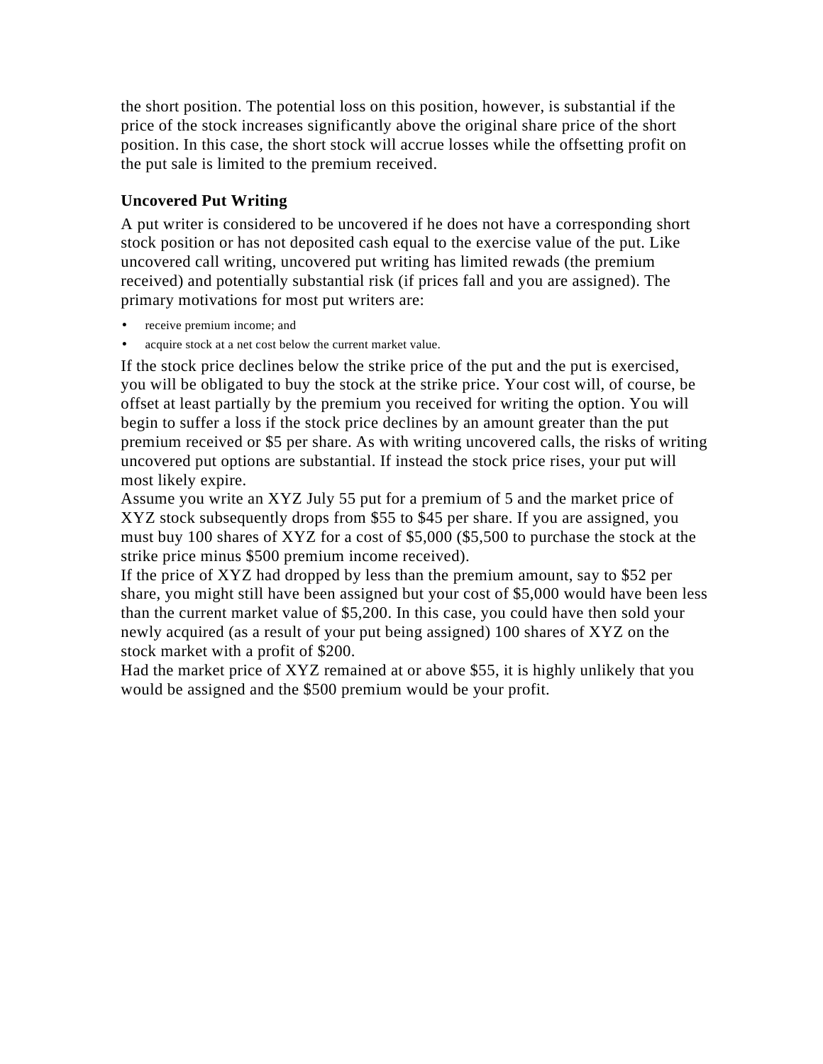the short position. The potential loss on this position, however, is substantial if the price of the stock increases significantly above the original share price of the short position. In this case, the short stock will accrue losses while the offsetting profit on the put sale is limited to the premium received.

### Uncovered Put Writing

A put writer is considered to be uncovered if he does not have a corresponding short stock position or has not deposited cash equal to the exercise value of the put. Like uncovered call writing, uncovered put writing has limited rewads (the premium received) and potentially substantial risk (if prices fall and you are assigned). The primary motivations for most put writers are:

- receive premium income; and
- acquire stock at a net cost below the current market value.

If the stock price declines below the strike price of the put and the put is exercised, you will be obligated to buy the stock at the strike price. Your cost will, of course, be offset at least partially by the premium you received for writing the option. You will begin to suffer a loss if the stock price declines by an amount greater than the put premium received or $5 per share. As with writing uncovered calls, the risks of writing uncovered put options are substantial. If instead the stock price rises, your put will most likely expire.

Assume you write an XYZ July 55 put for a premium of 5 and the market price of XYZ stock subsequently drops from $55 to $45 per share. If you are assigned, you must buy 100 shares of XYZ for a cost of $5,000 ($5,500 to purchase the stock at the strike price minus $500 premium income received).

If the price of XYZ had dropped by less than the premium amount, say to $52 per share, you might still have been assigned but your cost of $5,000 would have been less than the current market value of $5,200. In this case, you could have then sold your newly acquired (as a result of your put being assigned) 100 shares of XYZ on the stock market with a profit of $200.

Had the market price of XYZ remained at or above $55, it is highly unlikely that you would be assigned and the $500 premium would be your profit.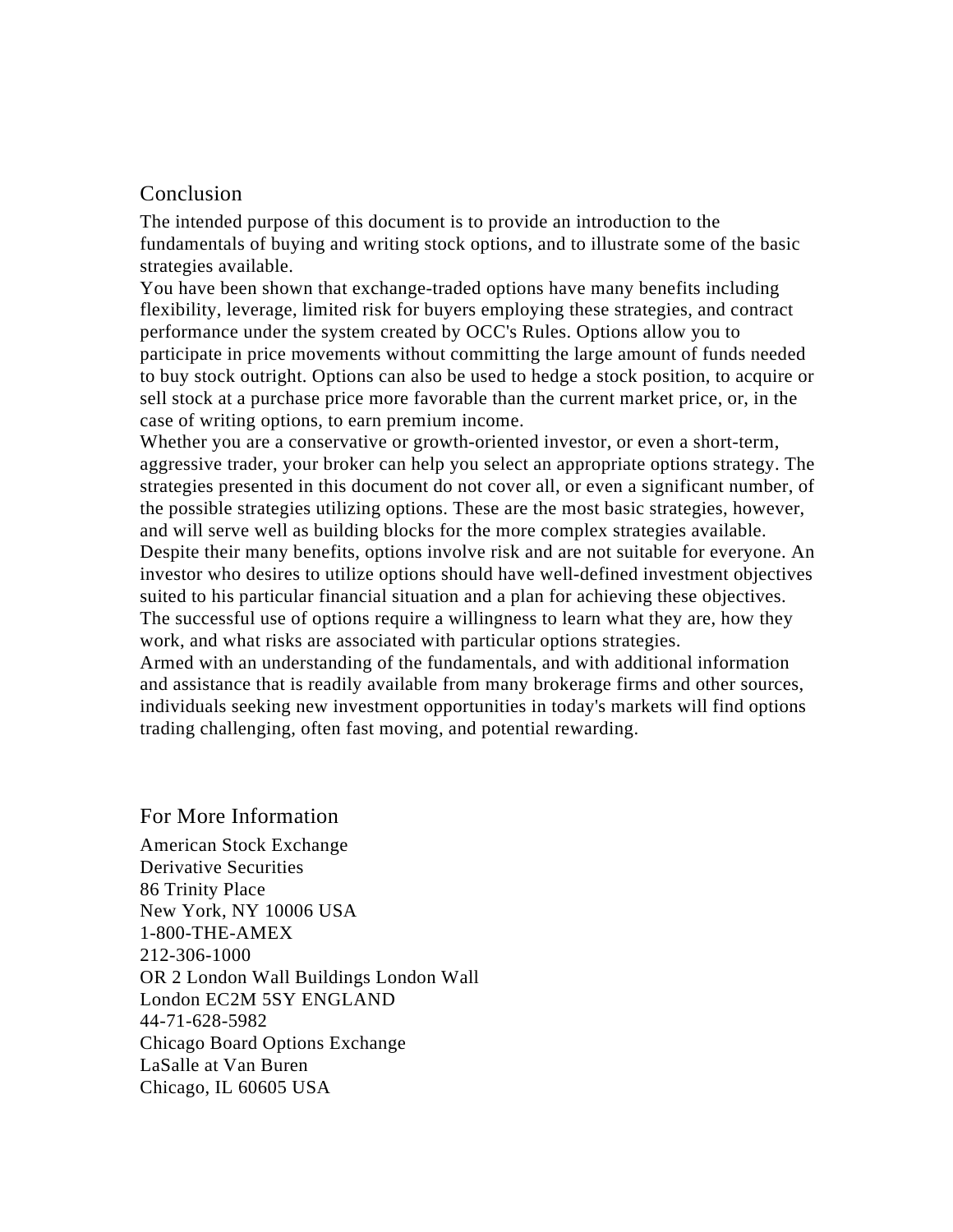## Conclusion

The intended purpose of this document is to provide an introduction to the fundamentals of buying and writing stock options, and to illustrate some of the basic strategies available.

You have been shown that exchange-traded options have many benefits including flexibility, leverage, limited risk for buyers employing these strategies, and contract performance under the system created by OCC's Rules. Options allow you to participate in price movements without committing the large amount of funds needed to buy stock outright. Options can also be used to hedge a stock position, to acquire or sell stock at a purchase price more favorable than the current market price, or, in the case of writing options, to earn premium income.

Whether you are a conservative or growth-oriented investor, or even a short-term, aggressive trader, your broker can help you select an appropriate options strategy. The strategies presented in this document do not cover all, or even a significant number, of the possible strategies utilizing options. These are the most basic strategies, however, and will serve well as building blocks for the more complex strategies available.

Despite their many benefits, options involve risk and are not suitable for everyone. An investor who desires to utilize options should have well-defined investment objectives suited to his particular financial situation and a plan for achieving these objectives. The successful use of options require a willingness to learn what they are, how they work, and what risks are associated with particular options strategies.

Armed with an understanding of the fundamentals, and with additional information and assistance that is readily available from many brokerage firms and other sources, individuals seeking new investment opportunities in today's markets will find options trading challenging, often fast moving, and potential rewarding.

## For More Information

American Stock Exchange
Derivative Securities
86 Trinity Place
New York, NY 10006 USA
1-800-THE-AMEX
212-306-1000
OR 2 London Wall Buildings London Wall
London EC2M 5SY ENGLAND
44-71-628-5982
Chicago Board Options Exchange
LaSalle at Van Buren
Chicago, IL 60605 USA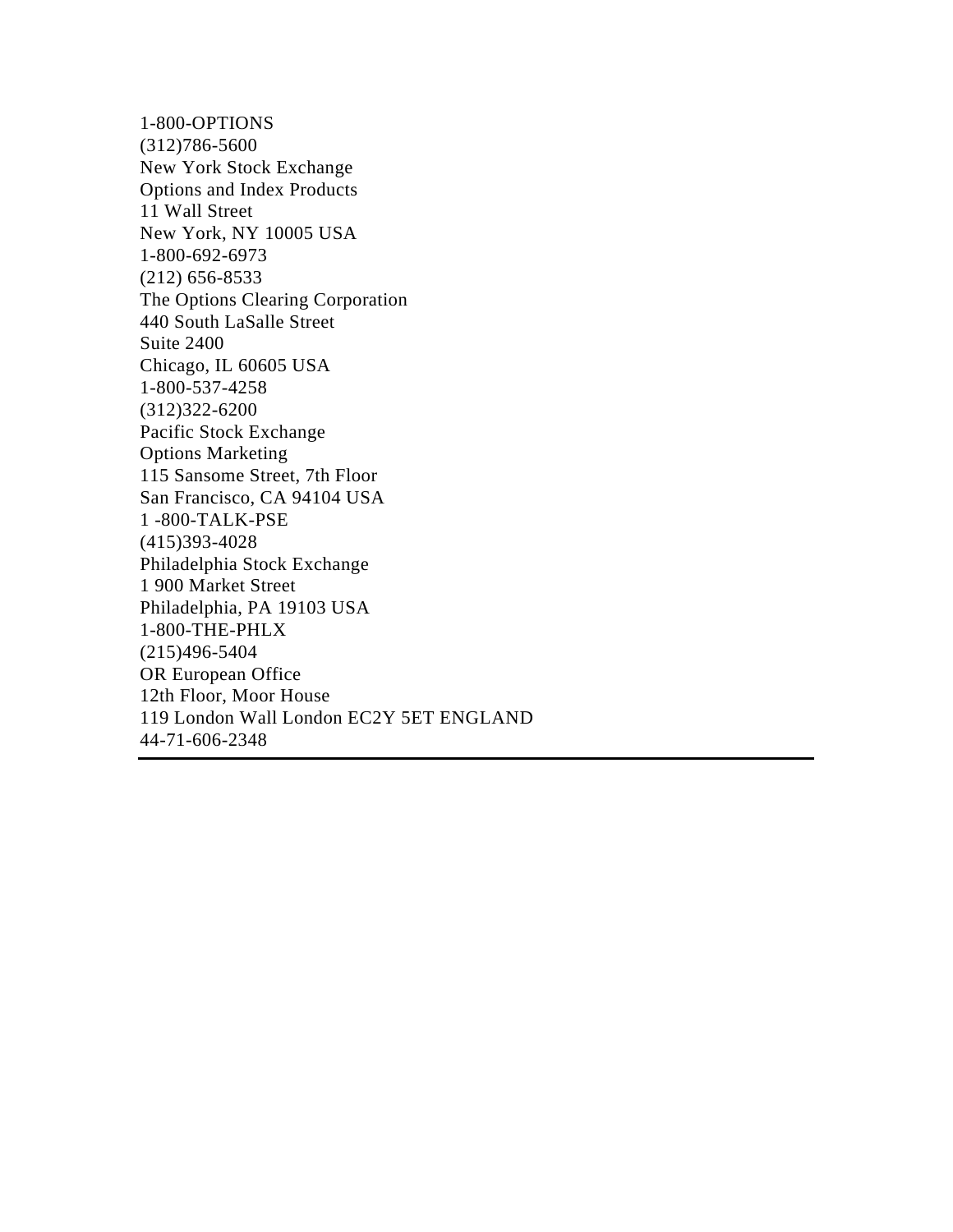1-800-OPTIONS
(312)786-5600
New York Stock Exchange
Options and Index Products
11 Wall Street
New York, NY 10005 USA
1-800-692-6973
(212) 656-8533
The Options Clearing Corporation
440 South LaSalle Street
Suite 2400
Chicago, IL 60605 USA
1-800-537-4258
(312)322-6200
Pacific Stock Exchange
Options Marketing
115 Sansome Street, 7th Floor
San Francisco, CA 94104 USA
1 -800-TALK-PSE
(415)393-4028
Philadelphia Stock Exchange
1 900 Market Street
Philadelphia, PA 19103 USA
1-800-THE-PHLX
(215)496-5404
OR European Office
12th Floor, Moor House
119 London Wall London EC2Y 5ET ENGLAND
44-71-606-2348

---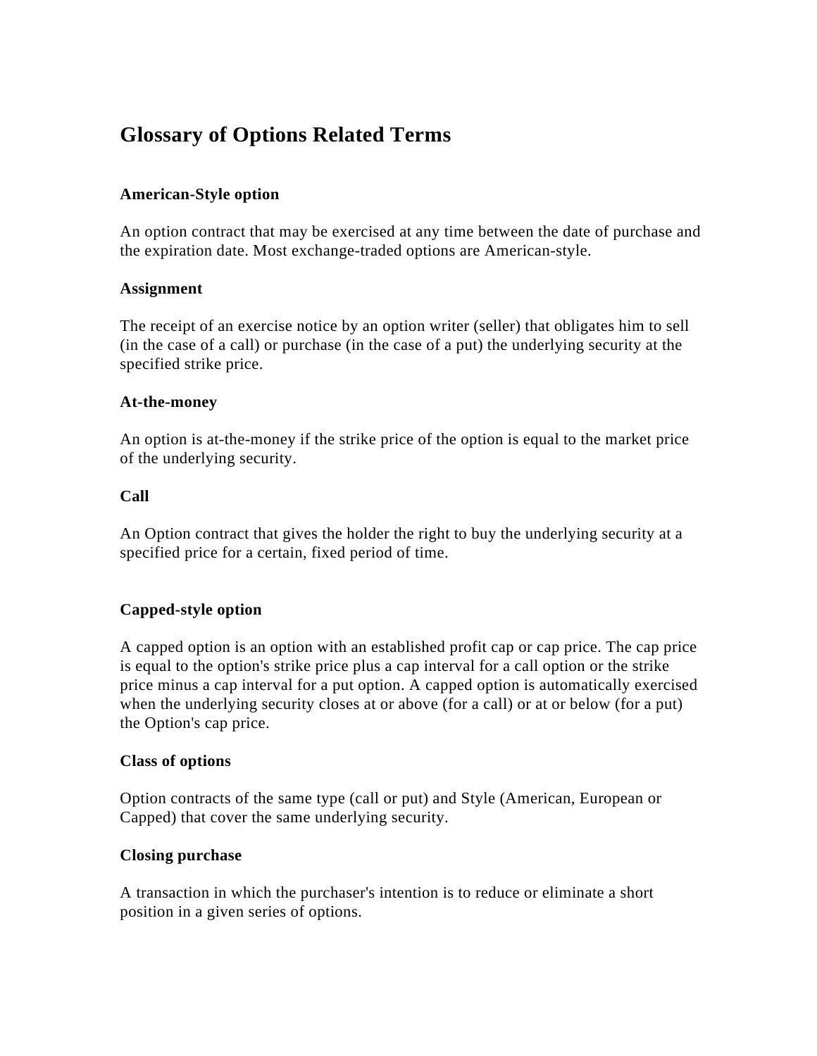# Glossary of Options Related Terms

**American-Style option**

An option contract that may be exercised at any time between the date of purchase and the expiration date. Most exchange-traded options are American-style.

**Assignment**

The receipt of an exercise notice by an option writer (seller) that obligates him to sell (in the case of a call) or purchase (in the case of a put) the underlying security at the specified strike price.

**At-the-money**

An option is at-the-money if the strike price of the option is equal to the market price of the underlying security.

**Call**

An Option contract that gives the holder the right to buy the underlying security at a specified price for a certain, fixed period of time.

**Capped-style option**

A capped option is an option with an established profit cap or cap price. The cap price is equal to the option's strike price plus a cap interval for a call option or the strike price minus a cap interval for a put option. A capped option is automatically exercised when the underlying security closes at or above (for a call) or at or below (for a put) the Option's cap price.

**Class of options**

Option contracts of the same type (call or put) and Style (American, European or Capped) that cover the same underlying security.

**Closing purchase**

A transaction in which the purchaser's intention is to reduce or eliminate a short position in a given series of options.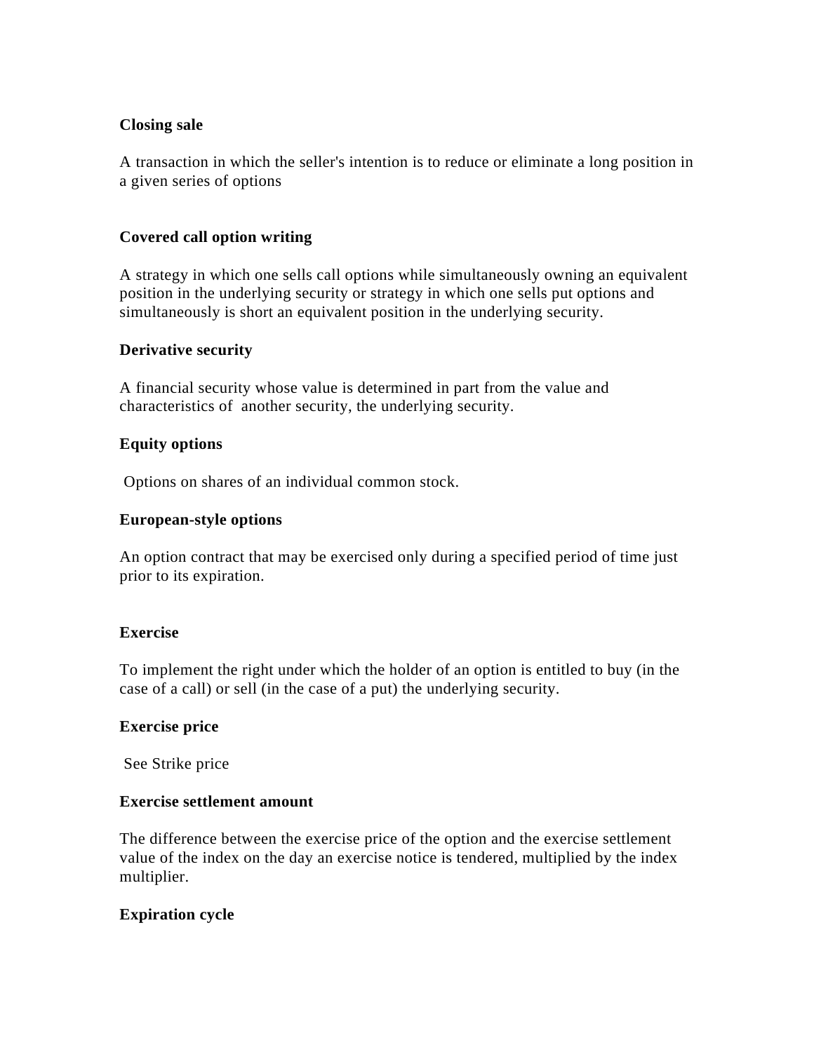**Closing sale**

A transaction in which the seller's intention is to reduce or eliminate a long position in a given series of options

**Covered call option writing**

A strategy in which one sells call options while simultaneously owning an equivalent position in the underlying security or strategy in which one sells put options and simultaneously is short an equivalent position in the underlying security.

**Derivative security**

A financial security whose value is determined in part from the value and characteristics of another security, the underlying security.

**Equity options**

Options on shares of an individual common stock.

**European-style options**

An option contract that may be exercised only during a specified period of time just prior to its expiration.

**Exercise**

To implement the right under which the holder of an option is entitled to buy (in the case of a call) or sell (in the case of a put) the underlying security.

**Exercise price**

See Strike price

**Exercise settlement amount**

The difference between the exercise price of the option and the exercise settlement value of the index on the day an exercise notice is tendered, multiplied by the index multiplier.

**Expiration cycle**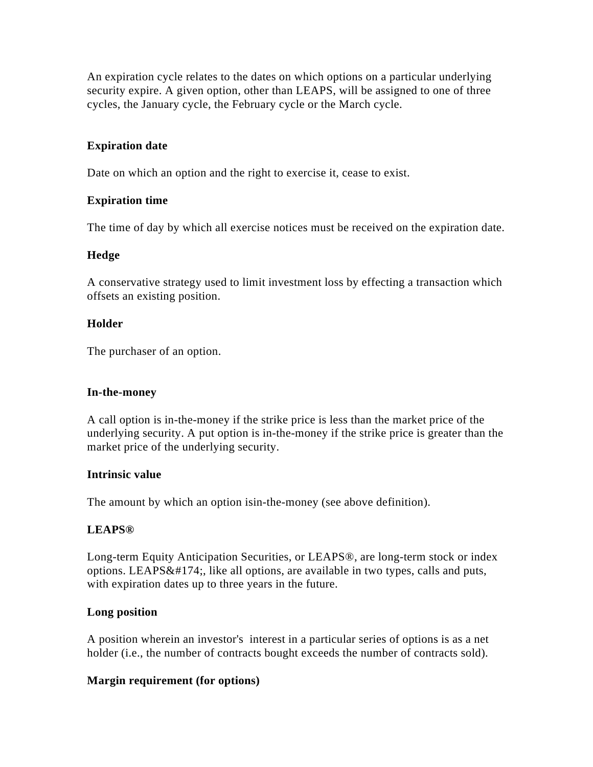An expiration cycle relates to the dates on which options on a particular underlying security expire. A given option, other than LEAPS, will be assigned to one of three cycles, the January cycle, the February cycle or the March cycle.

**Expiration date**

Date on which an option and the right to exercise it, cease to exist.

**Expiration time**

The time of day by which all exercise notices must be received on the expiration date.

**Hedge**

A conservative strategy used to limit investment loss by effecting a transaction which offsets an existing position.

**Holder**

The purchaser of an option.

**In-the-money**

A call option is in-the-money if the strike price is less than the market price of the underlying security. A put option is in-the-money if the strike price is greater than the market price of the underlying security.

**Intrinsic value**

The amount by which an option isin-the-money (see above definition).

**LEAPS®**

Long-term Equity Anticipation Securities, or LEAPS®, are long-term stock or index options. LEAPS&#174;, like all options, are available in two types, calls and puts, with expiration dates up to three years in the future.

**Long position**

A position wherein an investor's interest in a particular series of options is as a net holder (i.e., the number of contracts bought exceeds the number of contracts sold).

**Margin requirement (for options)**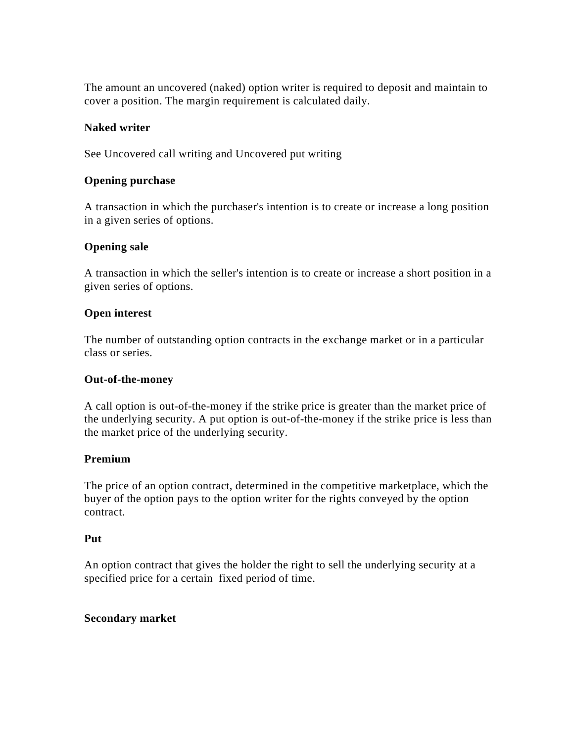The amount an uncovered (naked) option writer is required to deposit and maintain to cover a position. The margin requirement is calculated daily.

**Naked writer**

See Uncovered call writing and Uncovered put writing

**Opening purchase**

A transaction in which the purchaser's intention is to create or increase a long position in a given series of options.

**Opening sale**

A transaction in which the seller's intention is to create or increase a short position in a given series of options.

**Open interest**

The number of outstanding option contracts in the exchange market or in a particular class or series.

**Out-of-the-money**

A call option is out-of-the-money if the strike price is greater than the market price of the underlying security. A put option is out-of-the-money if the strike price is less than the market price of the underlying security.

**Premium**

The price of an option contract, determined in the competitive marketplace, which the buyer of the option pays to the option writer for the rights conveyed by the option contract.

**Put**

An option contract that gives the holder the right to sell the underlying security at a specified price for a certain fixed period of time.

**Secondary market**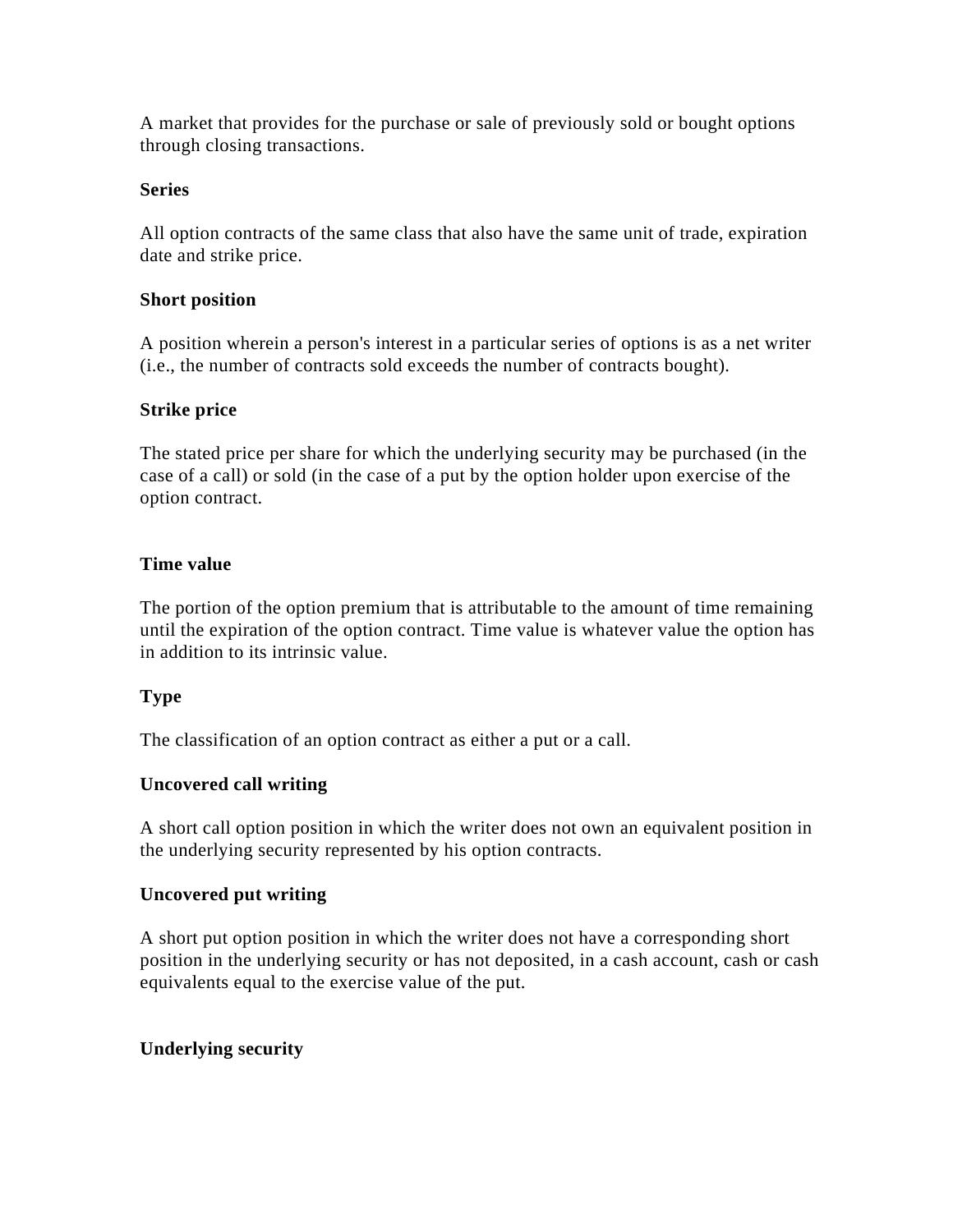A market that provides for the purchase or sale of previously sold or bought options through closing transactions.

**Series**

All option contracts of the same class that also have the same unit of trade, expiration date and strike price.

**Short position**

A position wherein a person's interest in a particular series of options is as a net writer (i.e., the number of contracts sold exceeds the number of contracts bought).

**Strike price**

The stated price per share for which the underlying security may be purchased (in the case of a call) or sold (in the case of a put by the option holder upon exercise of the option contract.

**Time value**

The portion of the option premium that is attributable to the amount of time remaining until the expiration of the option contract. Time value is whatever value the option has in addition to its intrinsic value.

**Type**

The classification of an option contract as either a put or a call.

**Uncovered call writing**

A short call option position in which the writer does not own an equivalent position in the underlying security represented by his option contracts.

**Uncovered put writing**

A short put option position in which the writer does not have a corresponding short position in the underlying security or has not deposited, in a cash account, cash or cash equivalents equal to the exercise value of the put.

**Underlying security**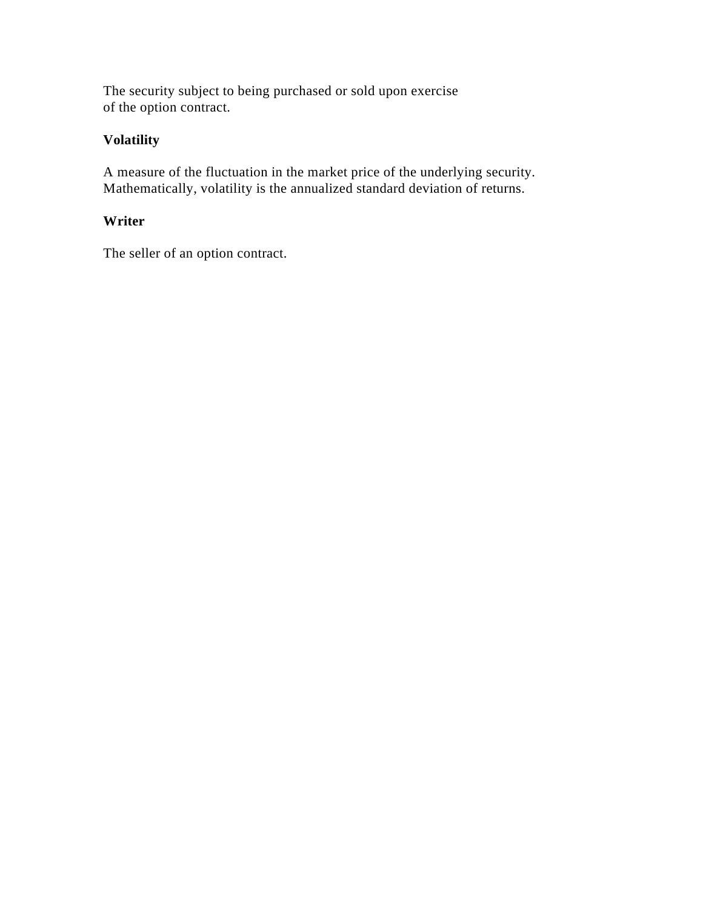The security subject to being purchased or sold upon exercise of the option contract.

**Volatility**

A measure of the fluctuation in the market price of the underlying security. Mathematically, volatility is the annualized standard deviation of returns.

**Writer**

The seller of an option contract.